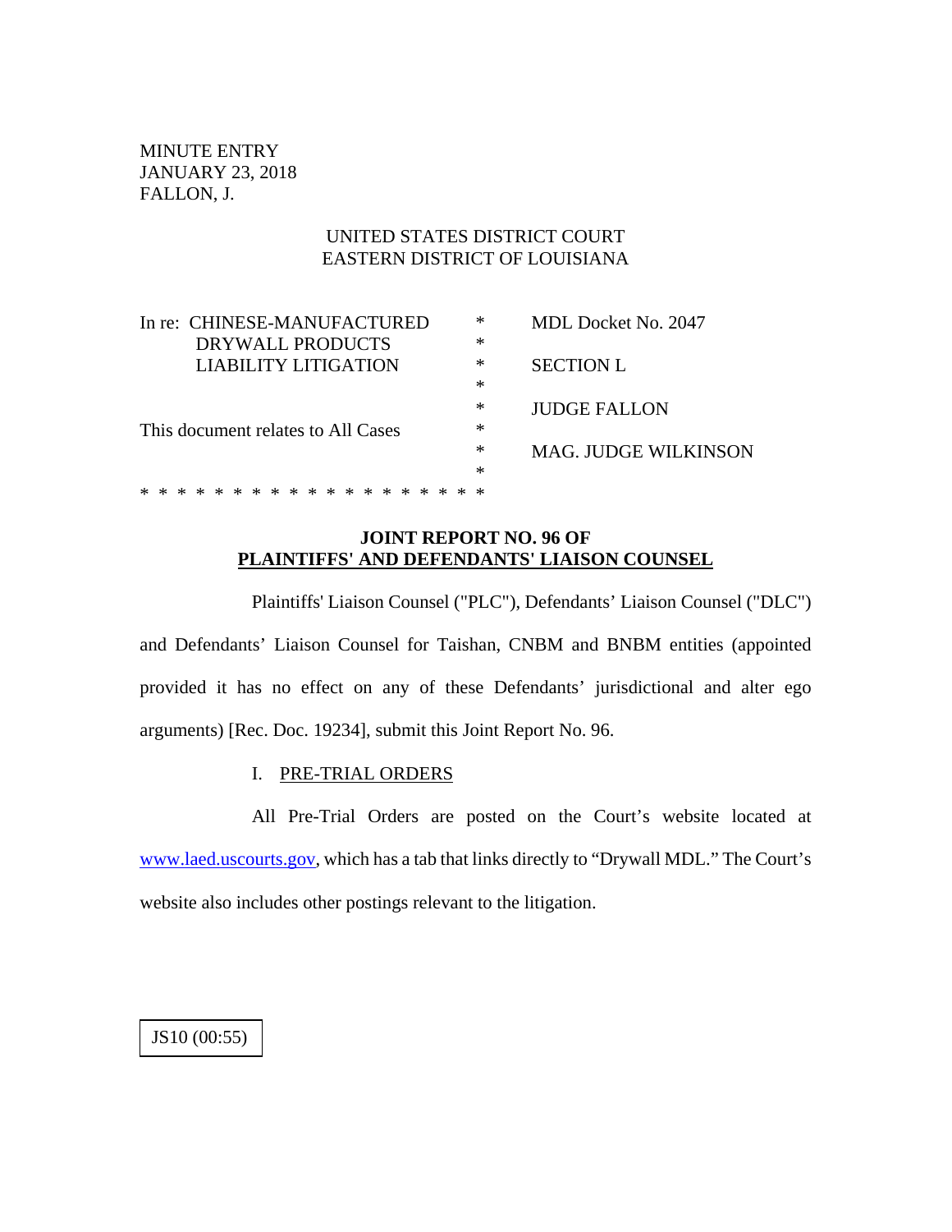MINUTE ENTRY
JANUARY 23, 2018
FALLON, J.

UNITED STATES DISTRICT COURT
EASTERN DISTRICT OF LOUISIANA

| | | |
|---|---|---|
| In re: CHINESE-MANUFACTURED DRYWALL PRODUCTS LIABILITY LITIGATION | * | MDL Docket No. 2047 |
| | * | SECTION L |
| | * | JUDGE FALLON |
| This document relates to All Cases | * | MAG. JUDGE WILKINSON |

* * * * * * * * * * * * * * * * * * * *

**JOINT REPORT NO. 96 OF**
**PLAINTIFFS' AND DEFENDANTS' LIAISON COUNSEL**

Plaintiffs' Liaison Counsel ("PLC"), Defendants' Liaison Counsel ("DLC") and Defendants' Liaison Counsel for Taishan, CNBM and BNBM entities (appointed provided it has no effect on any of these Defendants' jurisdictional and alter ego arguments) [Rec. Doc. 19234], submit this Joint Report No. 96.

I. PRE-TRIAL ORDERS

All Pre-Trial Orders are posted on the Court's website located at www.laed.uscourts.gov, which has a tab that links directly to "Drywall MDL." The Court's website also includes other postings relevant to the litigation.

JS10 (00:55)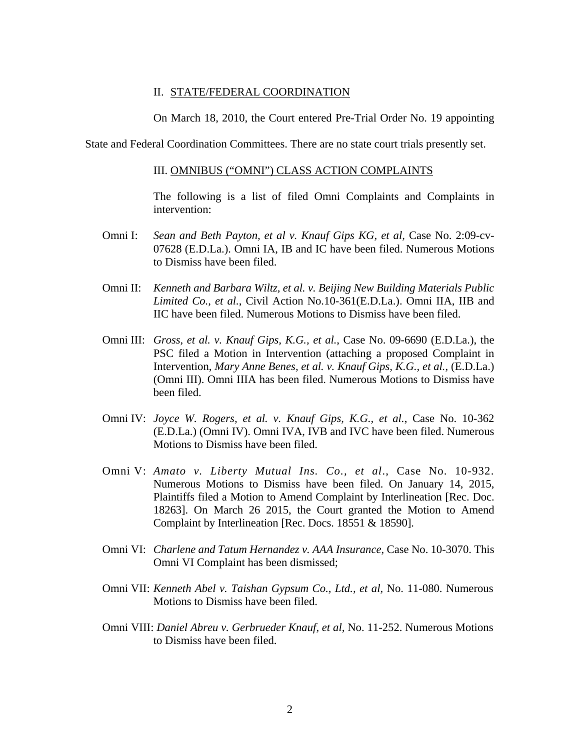## II. STATE/FEDERAL COORDINATION

On March 18, 2010, the Court entered Pre-Trial Order No. 19 appointing State and Federal Coordination Committees. There are no state court trials presently set.

## III. OMNIBUS ("OMNI") CLASS ACTION COMPLAINTS

The following is a list of filed Omni Complaints and Complaints in intervention:

Omni I: *Sean and Beth Payton, et al v. Knauf Gips KG, et al,* Case No. 2:09-cv-07628 (E.D.La.). Omni IA, IB and IC have been filed. Numerous Motions to Dismiss have been filed.

Omni II: *Kenneth and Barbara Wiltz, et al. v. Beijing New Building Materials Public Limited Co., et al.*, Civil Action No.10-361(E.D.La.). Omni IIA, IIB and IIC have been filed. Numerous Motions to Dismiss have been filed.

Omni III: *Gross, et al. v. Knauf Gips, K.G., et al.*, Case No. 09-6690 (E.D.La.), the PSC filed a Motion in Intervention (attaching a proposed Complaint in Intervention, *Mary Anne Benes, et al. v. Knauf Gips, K.G., et al.,* (E.D.La.) (Omni III). Omni IIIA has been filed. Numerous Motions to Dismiss have been filed.

Omni IV: *Joyce W. Rogers, et al. v. Knauf Gips, K.G., et al.*, Case No. 10-362 (E.D.La.) (Omni IV). Omni IVA, IVB and IVC have been filed. Numerous Motions to Dismiss have been filed.

Omni V: *Amato v. Liberty Mutual Ins. Co., et al*., Case No. 10-932. Numerous Motions to Dismiss have been filed. On January 14, 2015, Plaintiffs filed a Motion to Amend Complaint by Interlineation [Rec. Doc. 18263]. On March 26 2015, the Court granted the Motion to Amend Complaint by Interlineation [Rec. Docs. 18551 & 18590].

Omni VI: *Charlene and Tatum Hernandez v. AAA Insurance*, Case No. 10-3070. This Omni VI Complaint has been dismissed;

Omni VII: *Kenneth Abel v. Taishan Gypsum Co., Ltd., et al*, No. 11-080. Numerous Motions to Dismiss have been filed.

Omni VIII: *Daniel Abreu v. Gerbrueder Knauf, et al*, No. 11-252. Numerous Motions to Dismiss have been filed.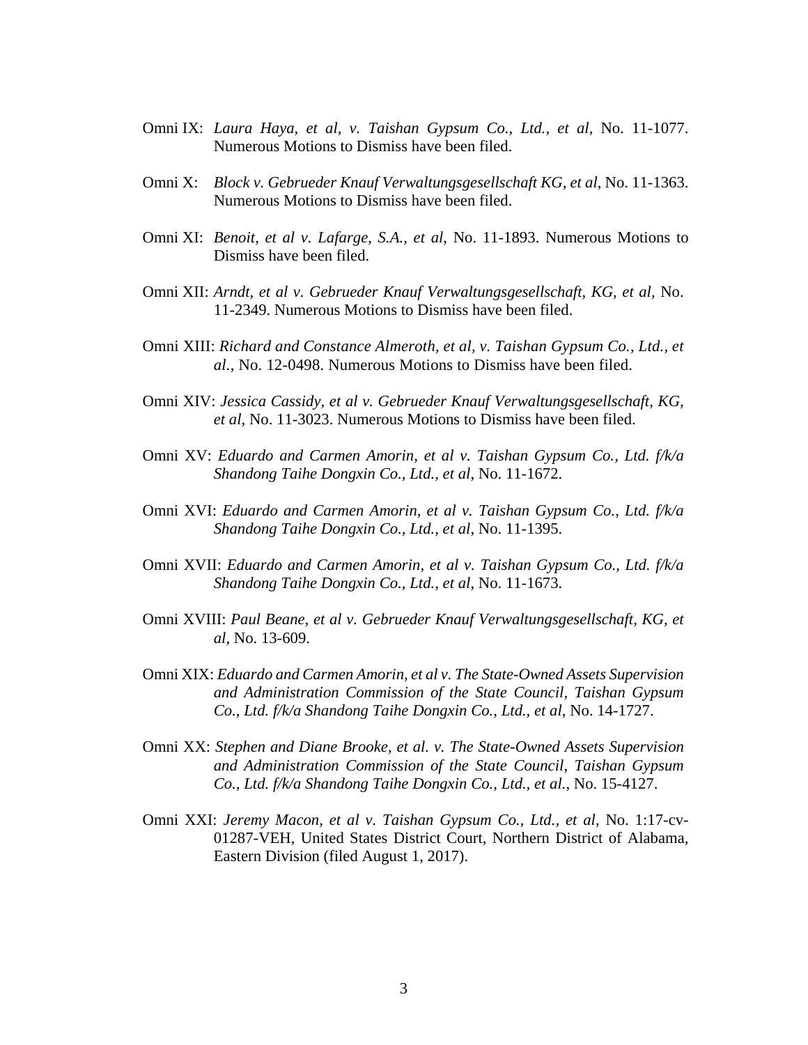Omni IX: *Laura Haya, et al, v. Taishan Gypsum Co., Ltd., et al*, No. 11-1077. Numerous Motions to Dismiss have been filed.

Omni X: *Block v. Gebrueder Knauf Verwaltungsgesellschaft KG, et al*, No. 11-1363. Numerous Motions to Dismiss have been filed.

Omni XI: *Benoit, et al v. Lafarge, S.A., et al*, No. 11-1893. Numerous Motions to Dismiss have been filed.

Omni XII: *Arndt, et al v. Gebrueder Knauf Verwaltungsgesellschaft, KG, et al*, No. 11-2349. Numerous Motions to Dismiss have been filed.

Omni XIII: *Richard and Constance Almeroth, et al, v. Taishan Gypsum Co., Ltd., et al.*, No. 12-0498. Numerous Motions to Dismiss have been filed.

Omni XIV: *Jessica Cassidy, et al v. Gebrueder Knauf Verwaltungsgesellschaft, KG, et al*, No. 11-3023. Numerous Motions to Dismiss have been filed.

Omni XV: *Eduardo and Carmen Amorin, et al v. Taishan Gypsum Co., Ltd. f/k/a Shandong Taihe Dongxin Co., Ltd., et al*, No. 11-1672.

Omni XVI: *Eduardo and Carmen Amorin, et al v. Taishan Gypsum Co., Ltd. f/k/a Shandong Taihe Dongxin Co., Ltd., et al*, No. 11-1395.

Omni XVII: *Eduardo and Carmen Amorin, et al v. Taishan Gypsum Co., Ltd. f/k/a Shandong Taihe Dongxin Co., Ltd., et al*, No. 11-1673.

Omni XVIII: *Paul Beane, et al v. Gebrueder Knauf Verwaltungsgesellschaft, KG, et al*, No. 13-609.

Omni XIX: *Eduardo and Carmen Amorin, et al v. The State-Owned Assets Supervision and Administration Commission of the State Council, Taishan Gypsum Co., Ltd. f/k/a Shandong Taihe Dongxin Co., Ltd., et al*, No. 14-1727.

Omni XX: *Stephen and Diane Brooke, et al. v. The State-Owned Assets Supervision and Administration Commission of the State Council, Taishan Gypsum Co., Ltd. f/k/a Shandong Taihe Dongxin Co., Ltd., et al.*, No. 15-4127.

Omni XXI: *Jeremy Macon, et al v. Taishan Gypsum Co., Ltd., et al*, No. 1:17-cv-01287-VEH, United States District Court, Northern District of Alabama, Eastern Division (filed August 1, 2017).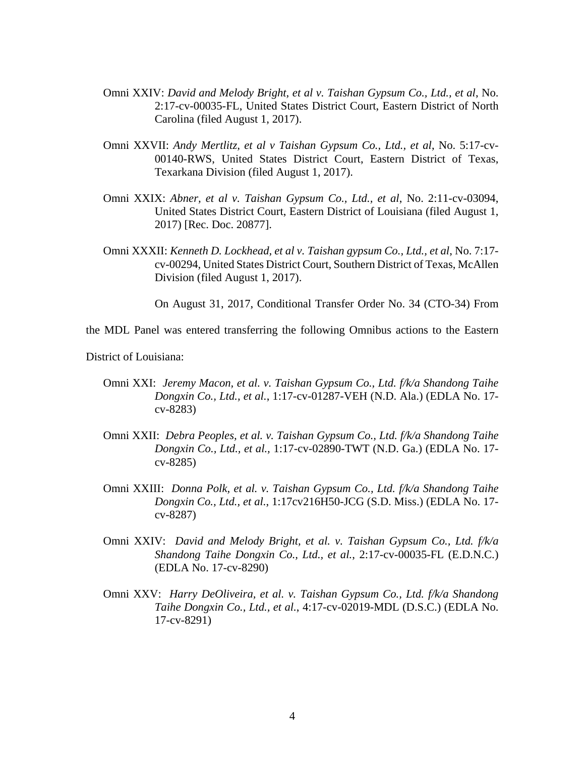Omni XXIV: *David and Melody Bright, et al v. Taishan Gypsum Co., Ltd., et al*, No. 2:17-cv-00035-FL, United States District Court, Eastern District of North Carolina (filed August 1, 2017).

Omni XXVII: *Andy Mertlitz, et al v Taishan Gypsum Co., Ltd., et al*, No. 5:17-cv-00140-RWS, United States District Court, Eastern District of Texas, Texarkana Division (filed August 1, 2017).

Omni XXIX: *Abner, et al v. Taishan Gypsum Co., Ltd., et al*, No. 2:11-cv-03094, United States District Court, Eastern District of Louisiana (filed August 1, 2017) [Rec. Doc. 20877].

Omni XXXII: *Kenneth D. Lockhead, et al v. Taishan gypsum Co., Ltd., et al*, No. 7:17-cv-00294, United States District Court, Southern District of Texas, McAllen Division (filed August 1, 2017).

On August 31, 2017, Conditional Transfer Order No. 34 (CTO-34) From the MDL Panel was entered transferring the following Omnibus actions to the Eastern District of Louisiana:

Omni XXI: *Jeremy Macon, et al. v. Taishan Gypsum Co., Ltd. f/k/a Shandong Taihe Dongxin Co., Ltd., et al.*, 1:17-cv-01287-VEH (N.D. Ala.) (EDLA No. 17-cv-8283)

Omni XXII: *Debra Peoples, et al. v. Taishan Gypsum Co., Ltd. f/k/a Shandong Taihe Dongxin Co., Ltd., et al.*, 1:17-cv-02890-TWT (N.D. Ga.) (EDLA No. 17-cv-8285)

Omni XXIII: *Donna Polk, et al. v. Taishan Gypsum Co., Ltd. f/k/a Shandong Taihe Dongxin Co., Ltd., et al.*, 1:17cv216H50-JCG (S.D. Miss.) (EDLA No. 17-cv-8287)

Omni XXIV: *David and Melody Bright, et al. v. Taishan Gypsum Co., Ltd. f/k/a Shandong Taihe Dongxin Co., Ltd., et al.*, 2:17-cv-00035-FL (E.D.N.C.) (EDLA No. 17-cv-8290)

Omni XXV: *Harry DeOliveira, et al. v. Taishan Gypsum Co., Ltd. f/k/a Shandong Taihe Dongxin Co., Ltd., et al.*, 4:17-cv-02019-MDL (D.S.C.) (EDLA No. 17-cv-8291)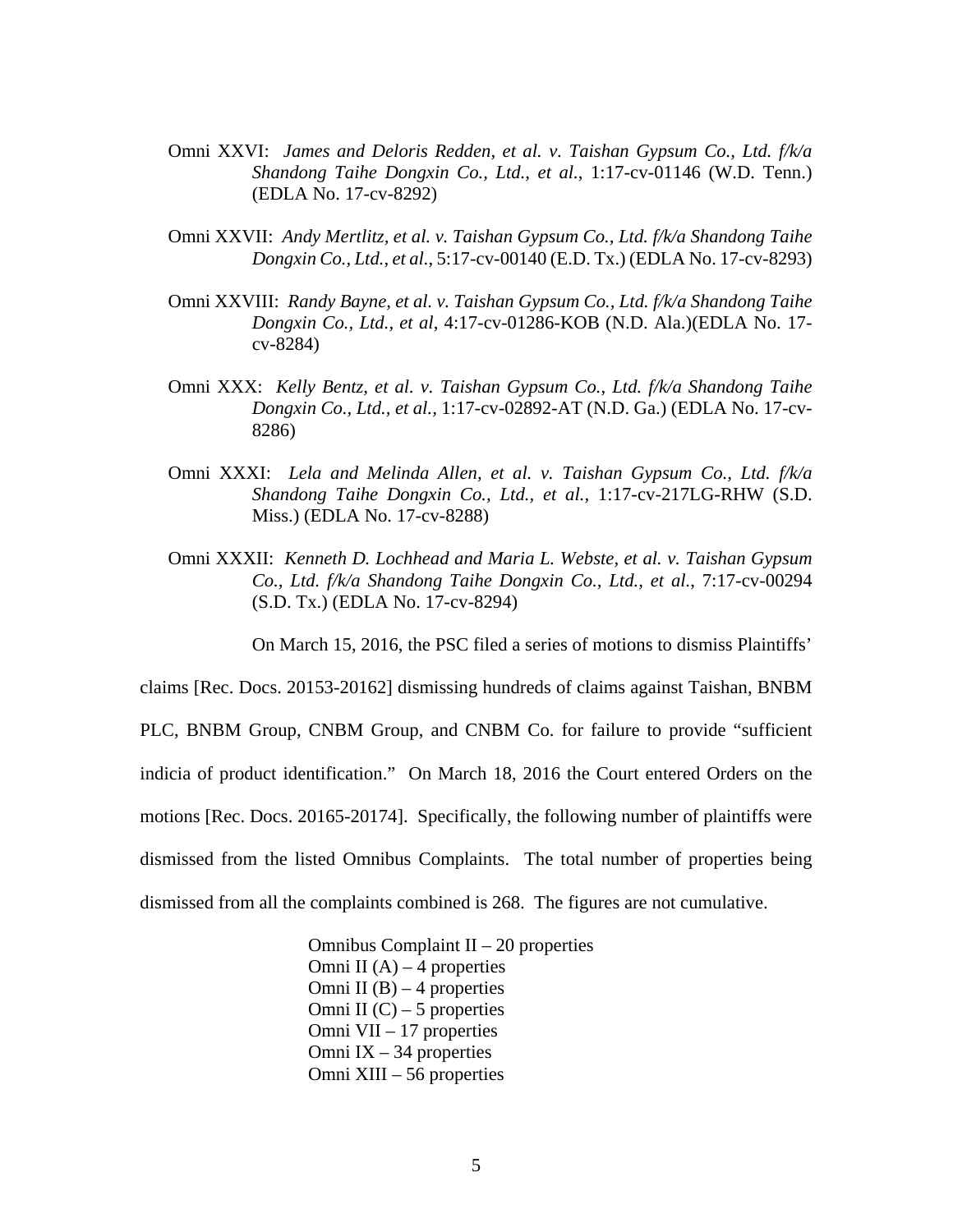Omni XXVI: *James and Deloris Redden, et al. v. Taishan Gypsum Co., Ltd. f/k/a Shandong Taihe Dongxin Co., Ltd., et al.*, 1:17-cv-01146 (W.D. Tenn.) (EDLA No. 17-cv-8292)

Omni XXVII: *Andy Mertlitz, et al. v. Taishan Gypsum Co., Ltd. f/k/a Shandong Taihe Dongxin Co., Ltd., et al.*, 5:17-cv-00140 (E.D. Tx.) (EDLA No. 17-cv-8293)

Omni XXVIII: *Randy Bayne, et al. v. Taishan Gypsum Co., Ltd. f/k/a Shandong Taihe Dongxin Co., Ltd., et al*, 4:17-cv-01286-KOB (N.D. Ala.)(EDLA No. 17-cv-8284)

Omni XXX: *Kelly Bentz, et al. v. Taishan Gypsum Co., Ltd. f/k/a Shandong Taihe Dongxin Co., Ltd., et al.*, 1:17-cv-02892-AT (N.D. Ga.) (EDLA No. 17-cv-8286)

Omni XXXI: *Lela and Melinda Allen, et al. v. Taishan Gypsum Co., Ltd. f/k/a Shandong Taihe Dongxin Co., Ltd., et al.*, 1:17-cv-217LG-RHW (S.D. Miss.) (EDLA No. 17-cv-8288)

Omni XXXII: *Kenneth D. Lochhead and Maria L. Webste, et al. v. Taishan Gypsum Co., Ltd. f/k/a Shandong Taihe Dongxin Co., Ltd., et al.*, 7:17-cv-00294 (S.D. Tx.) (EDLA No. 17-cv-8294)

On March 15, 2016, the PSC filed a series of motions to dismiss Plaintiffs' claims [Rec. Docs. 20153-20162] dismissing hundreds of claims against Taishan, BNBM PLC, BNBM Group, CNBM Group, and CNBM Co. for failure to provide "sufficient indicia of product identification." On March 18, 2016 the Court entered Orders on the motions [Rec. Docs. 20165-20174]. Specifically, the following number of plaintiffs were dismissed from the listed Omnibus Complaints. The total number of properties being dismissed from all the complaints combined is 268. The figures are not cumulative.

Omnibus Complaint II – 20 properties
Omni II (A) – 4 properties
Omni II (B) – 4 properties
Omni II (C) – 5 properties
Omni VII – 17 properties
Omni IX – 34 properties
Omni XIII – 56 properties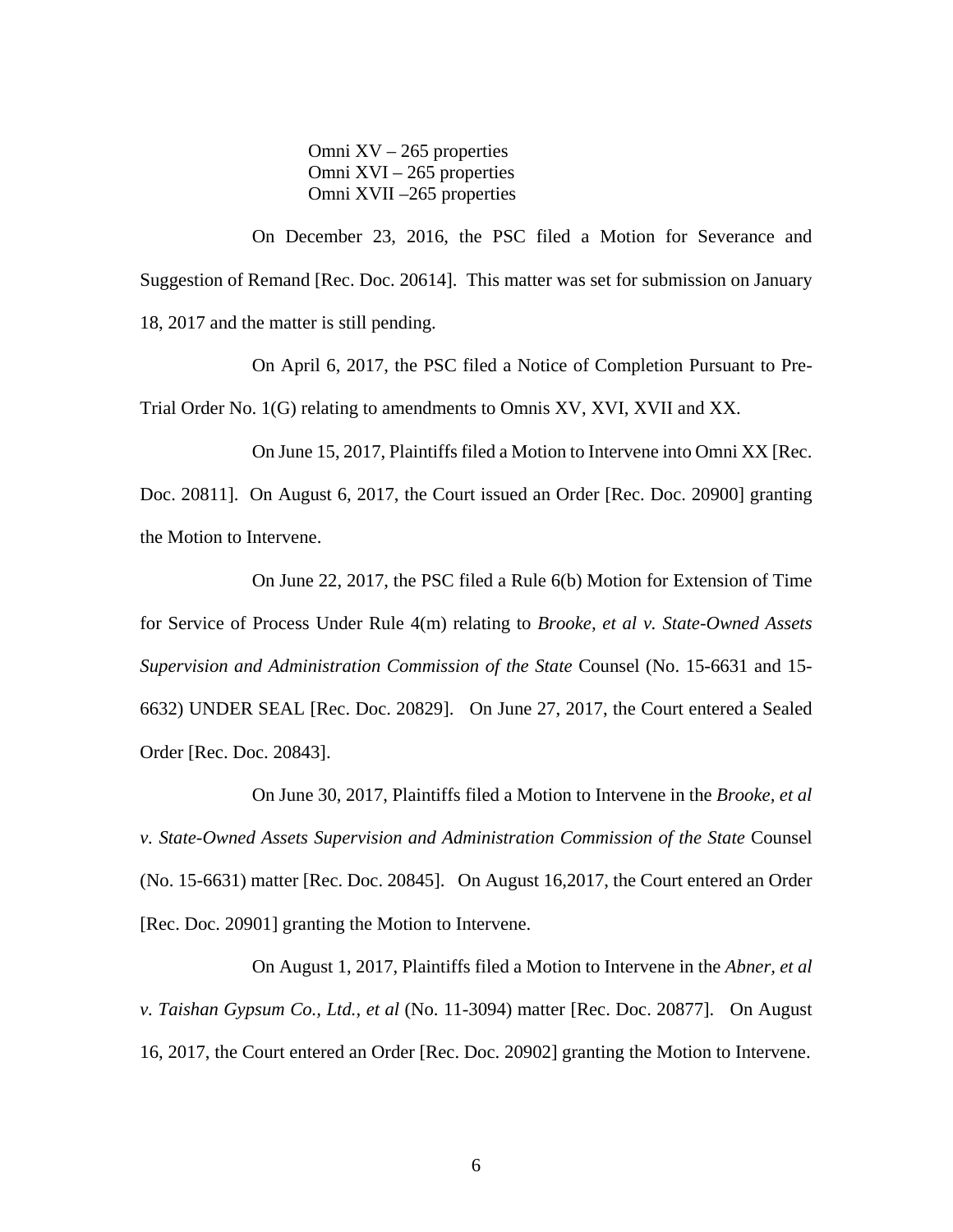Omni XV – 265 properties
Omni XVI – 265 properties
Omni XVII –265 properties

On December 23, 2016, the PSC filed a Motion for Severance and Suggestion of Remand [Rec. Doc. 20614]. This matter was set for submission on January 18, 2017 and the matter is still pending.

On April 6, 2017, the PSC filed a Notice of Completion Pursuant to Pre-Trial Order No. 1(G) relating to amendments to Omnis XV, XVI, XVII and XX.

On June 15, 2017, Plaintiffs filed a Motion to Intervene into Omni XX [Rec. Doc. 20811]. On August 6, 2017, the Court issued an Order [Rec. Doc. 20900] granting the Motion to Intervene.

On June 22, 2017, the PSC filed a Rule 6(b) Motion for Extension of Time for Service of Process Under Rule 4(m) relating to *Brooke, et al v. State-Owned Assets Supervision and Administration Commission of the State* Counsel (No. 15-6631 and 15-6632) UNDER SEAL [Rec. Doc. 20829]. On June 27, 2017, the Court entered a Sealed Order [Rec. Doc. 20843].

On June 30, 2017, Plaintiffs filed a Motion to Intervene in the *Brooke, et al v. State-Owned Assets Supervision and Administration Commission of the State* Counsel (No. 15-6631) matter [Rec. Doc. 20845]. On August 16,2017, the Court entered an Order [Rec. Doc. 20901] granting the Motion to Intervene.

On August 1, 2017, Plaintiffs filed a Motion to Intervene in the *Abner, et al v. Taishan Gypsum Co., Ltd., et al* (No. 11-3094) matter [Rec. Doc. 20877]. On August 16, 2017, the Court entered an Order [Rec. Doc. 20902] granting the Motion to Intervene.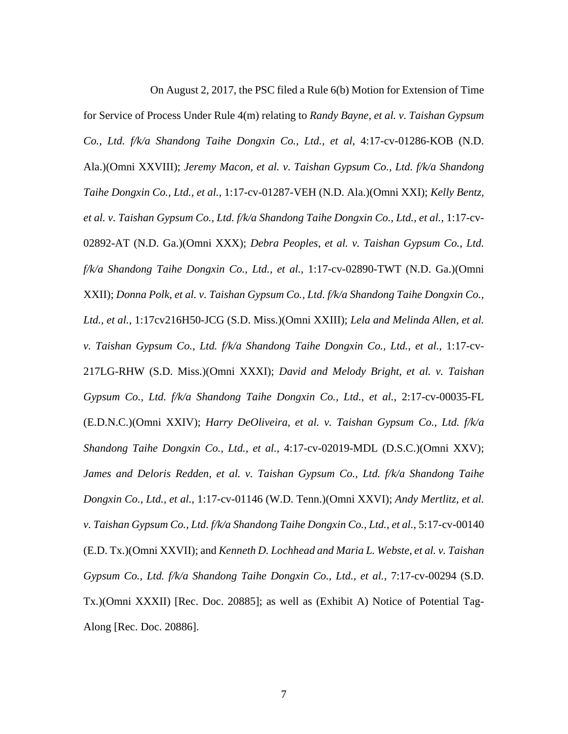On August 2, 2017, the PSC filed a Rule 6(b) Motion for Extension of Time for Service of Process Under Rule 4(m) relating to *Randy Bayne, et al. v. Taishan Gypsum Co., Ltd. f/k/a Shandong Taihe Dongxin Co., Ltd., et al*, 4:17-cv-01286-KOB (N.D. Ala.)(Omni XXVIII); *Jeremy Macon, et al. v. Taishan Gypsum Co., Ltd. f/k/a Shandong Taihe Dongxin Co., Ltd., et al.*, 1:17-cv-01287-VEH (N.D. Ala.)(Omni XXI); *Kelly Bentz, et al. v. Taishan Gypsum Co., Ltd. f/k/a Shandong Taihe Dongxin Co., Ltd., et al.*, 1:17-cv-02892-AT (N.D. Ga.)(Omni XXX); *Debra Peoples, et al. v. Taishan Gypsum Co., Ltd. f/k/a Shandong Taihe Dongxin Co., Ltd., et al.*, 1:17-cv-02890-TWT (N.D. Ga.)(Omni XXII); *Donna Polk, et al. v. Taishan Gypsum Co., Ltd. f/k/a Shandong Taihe Dongxin Co., Ltd., et al.*, 1:17cv216H50-JCG (S.D. Miss.)(Omni XXIII); *Lela and Melinda Allen, et al. v. Taishan Gypsum Co., Ltd. f/k/a Shandong Taihe Dongxin Co., Ltd., et al.*, 1:17-cv-217LG-RHW (S.D. Miss.)(Omni XXXI); *David and Melody Bright, et al. v. Taishan Gypsum Co., Ltd. f/k/a Shandong Taihe Dongxin Co., Ltd., et al.*, 2:17-cv-00035-FL (E.D.N.C.)(Omni XXIV); *Harry DeOliveira, et al. v. Taishan Gypsum Co., Ltd. f/k/a Shandong Taihe Dongxin Co., Ltd., et al.*, 4:17-cv-02019-MDL (D.S.C.)(Omni XXV); *James and Deloris Redden, et al. v. Taishan Gypsum Co., Ltd. f/k/a Shandong Taihe Dongxin Co., Ltd., et al.*, 1:17-cv-01146 (W.D. Tenn.)(Omni XXVI); *Andy Mertlitz, et al. v. Taishan Gypsum Co., Ltd. f/k/a Shandong Taihe Dongxin Co., Ltd., et al.*, 5:17-cv-00140 (E.D. Tx.)(Omni XXVII); and *Kenneth D. Lochhead and Maria L. Webste, et al. v. Taishan Gypsum Co., Ltd. f/k/a Shandong Taihe Dongxin Co., Ltd., et al.*, 7:17-cv-00294 (S.D. Tx.)(Omni XXXII) [Rec. Doc. 20885]; as well as (Exhibit A) Notice of Potential Tag-Along [Rec. Doc. 20886].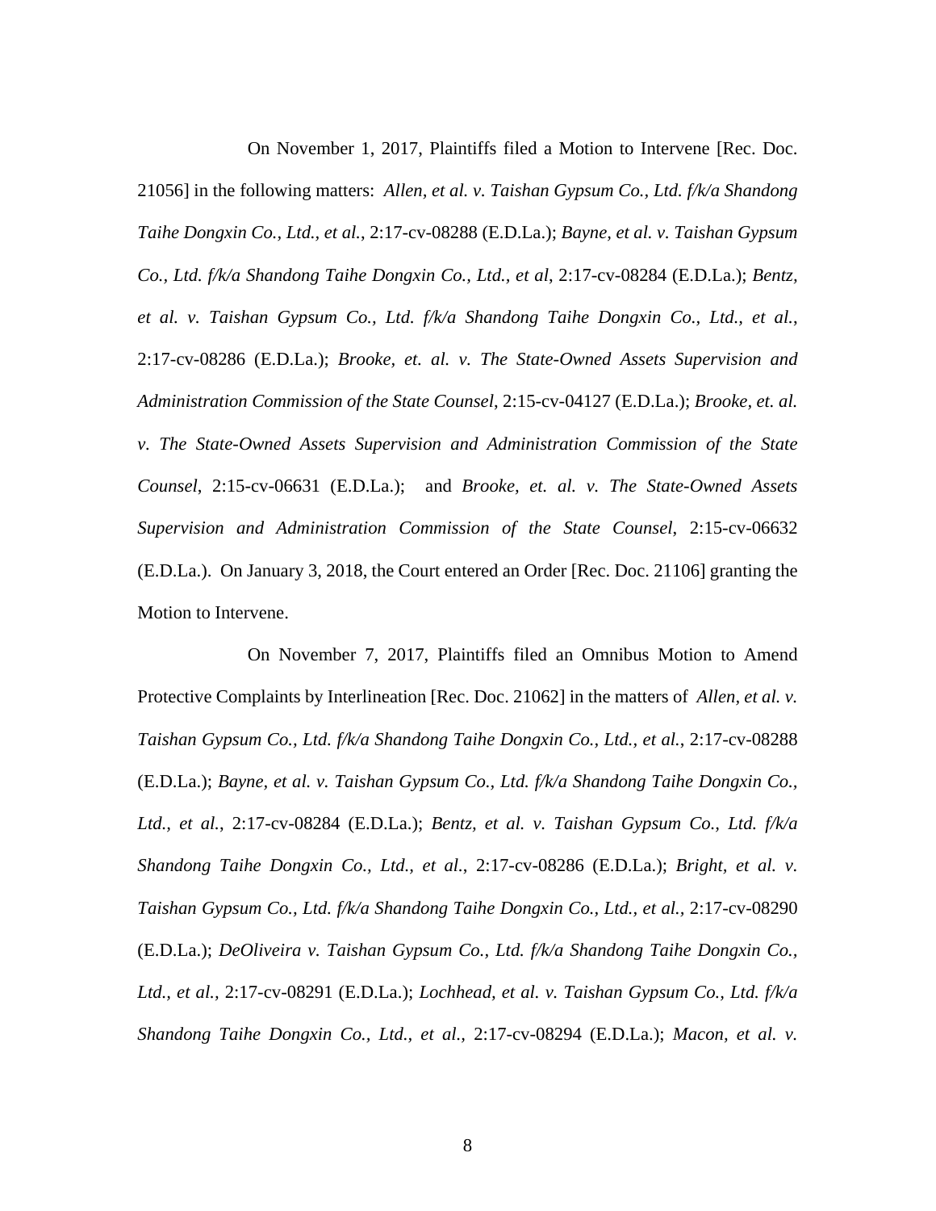On November 1, 2017, Plaintiffs filed a Motion to Intervene [Rec. Doc. 21056] in the following matters: *Allen, et al. v. Taishan Gypsum Co., Ltd. f/k/a Shandong Taihe Dongxin Co., Ltd., et al.*, 2:17-cv-08288 (E.D.La.); *Bayne, et al. v. Taishan Gypsum Co., Ltd. f/k/a Shandong Taihe Dongxin Co., Ltd., et al*, 2:17-cv-08284 (E.D.La.); *Bentz, et al. v. Taishan Gypsum Co., Ltd. f/k/a Shandong Taihe Dongxin Co., Ltd., et al.*, 2:17-cv-08286 (E.D.La.); *Brooke, et. al. v. The State-Owned Assets Supervision and Administration Commission of the State Counsel*, 2:15-cv-04127 (E.D.La.); *Brooke, et. al. v. The State-Owned Assets Supervision and Administration Commission of the State Counsel*, 2:15-cv-06631 (E.D.La.); and *Brooke, et. al. v. The State-Owned Assets Supervision and Administration Commission of the State Counsel*, 2:15-cv-06632 (E.D.La.). On January 3, 2018, the Court entered an Order [Rec. Doc. 21106] granting the Motion to Intervene.

On November 7, 2017, Plaintiffs filed an Omnibus Motion to Amend Protective Complaints by Interlineation [Rec. Doc. 21062] in the matters of *Allen, et al. v. Taishan Gypsum Co., Ltd. f/k/a Shandong Taihe Dongxin Co., Ltd., et al.*, 2:17-cv-08288 (E.D.La.); *Bayne, et al. v. Taishan Gypsum Co., Ltd. f/k/a Shandong Taihe Dongxin Co., Ltd., et al.*, 2:17-cv-08284 (E.D.La.); *Bentz, et al. v. Taishan Gypsum Co., Ltd. f/k/a Shandong Taihe Dongxin Co., Ltd., et al.*, 2:17-cv-08286 (E.D.La.); *Bright, et al. v. Taishan Gypsum Co., Ltd. f/k/a Shandong Taihe Dongxin Co., Ltd., et al.*, 2:17-cv-08290 (E.D.La.); *DeOliveira v. Taishan Gypsum Co., Ltd. f/k/a Shandong Taihe Dongxin Co., Ltd., et al.*, 2:17-cv-08291 (E.D.La.); *Lochhead, et al. v. Taishan Gypsum Co., Ltd. f/k/a Shandong Taihe Dongxin Co., Ltd., et al.*, 2:17-cv-08294 (E.D.La.); *Macon, et al. v.*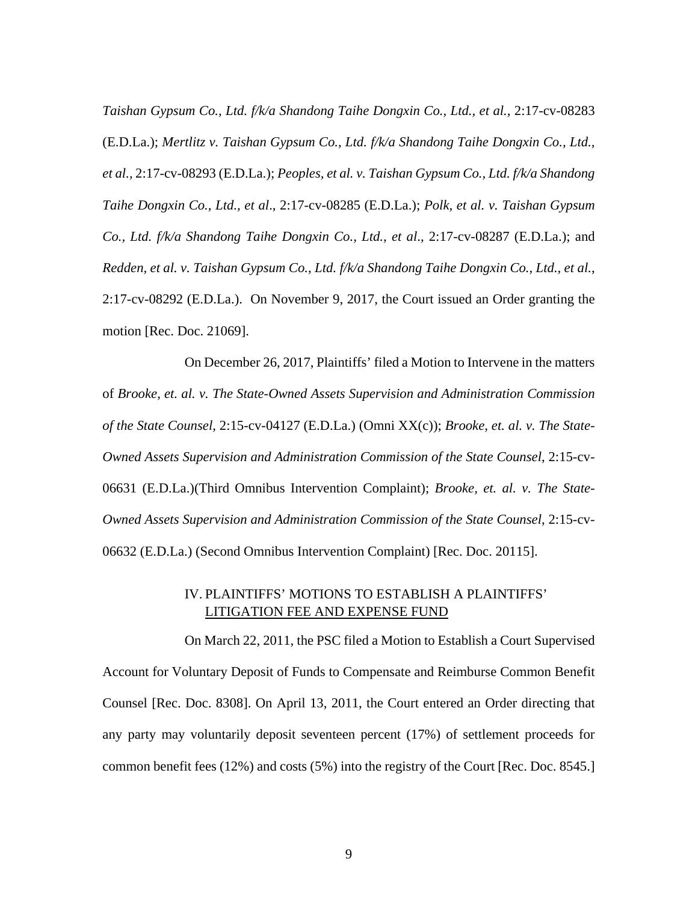*Taishan Gypsum Co., Ltd. f/k/a Shandong Taihe Dongxin Co., Ltd., et al.*, 2:17-cv-08283 (E.D.La.); *Mertlitz v. Taishan Gypsum Co., Ltd. f/k/a Shandong Taihe Dongxin Co., Ltd., et al.,* 2:17-cv-08293 (E.D.La.); *Peoples, et al. v. Taishan Gypsum Co., Ltd. f/k/a Shandong Taihe Dongxin Co., Ltd., et al*., 2:17-cv-08285 (E.D.La.); *Polk, et al. v. Taishan Gypsum Co., Ltd. f/k/a Shandong Taihe Dongxin Co., Ltd., et al*., 2:17-cv-08287 (E.D.La.); and *Redden, et al. v. Taishan Gypsum Co., Ltd. f/k/a Shandong Taihe Dongxin Co., Ltd., et al.*, 2:17-cv-08292 (E.D.La.). On November 9, 2017, the Court issued an Order granting the motion [Rec. Doc. 21069].

On December 26, 2017, Plaintiffs' filed a Motion to Intervene in the matters of *Brooke, et. al. v. The State-Owned Assets Supervision and Administration Commission of the State Counsel*, 2:15-cv-04127 (E.D.La.) (Omni XX(c)); *Brooke, et. al. v. The State-Owned Assets Supervision and Administration Commission of the State Counsel*, 2:15-cv-06631 (E.D.La.)(Third Omnibus Intervention Complaint); *Brooke, et. al. v. The State-Owned Assets Supervision and Administration Commission of the State Counsel*, 2:15-cv-06632 (E.D.La.) (Second Omnibus Intervention Complaint) [Rec. Doc. 20115].

## IV. PLAINTIFFS' MOTIONS TO ESTABLISH A PLAINTIFFS' LITIGATION FEE AND EXPENSE FUND

On March 22, 2011, the PSC filed a Motion to Establish a Court Supervised Account for Voluntary Deposit of Funds to Compensate and Reimburse Common Benefit Counsel [Rec. Doc. 8308]. On April 13, 2011, the Court entered an Order directing that any party may voluntarily deposit seventeen percent (17%) of settlement proceeds for common benefit fees (12%) and costs (5%) into the registry of the Court [Rec. Doc. 8545.]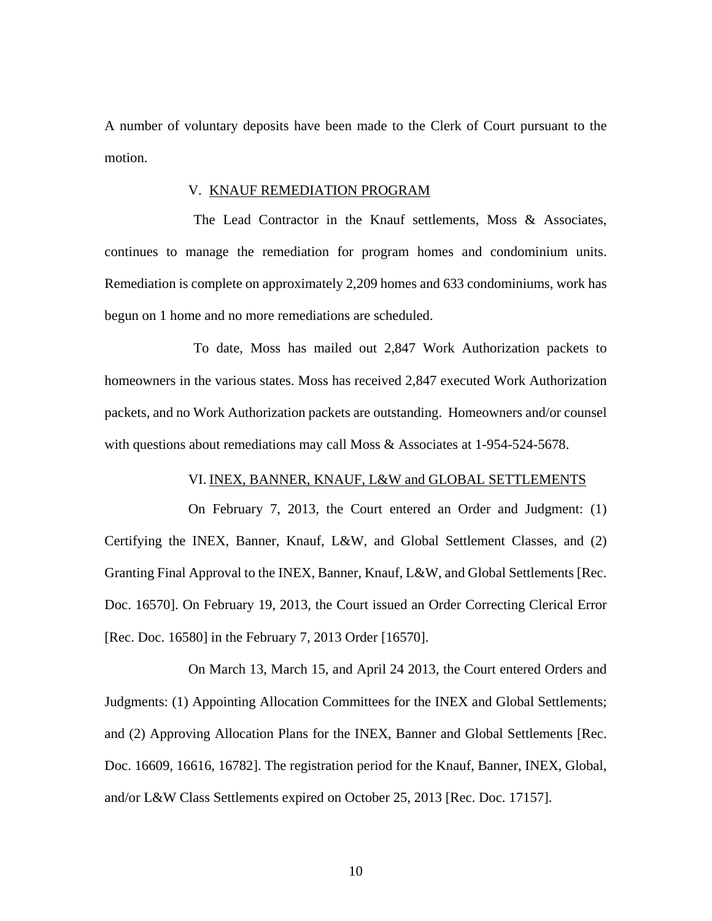A number of voluntary deposits have been made to the Clerk of Court pursuant to the motion.

## V. KNAUF REMEDIATION PROGRAM

The Lead Contractor in the Knauf settlements, Moss & Associates, continues to manage the remediation for program homes and condominium units. Remediation is complete on approximately 2,209 homes and 633 condominiums, work has begun on 1 home and no more remediations are scheduled.

To date, Moss has mailed out 2,847 Work Authorization packets to homeowners in the various states. Moss has received 2,847 executed Work Authorization packets, and no Work Authorization packets are outstanding. Homeowners and/or counsel with questions about remediations may call Moss & Associates at 1-954-524-5678.

## VI. INEX, BANNER, KNAUF, L&W and GLOBAL SETTLEMENTS

On February 7, 2013, the Court entered an Order and Judgment: (1) Certifying the INEX, Banner, Knauf, L&W, and Global Settlement Classes, and (2) Granting Final Approval to the INEX, Banner, Knauf, L&W, and Global Settlements [Rec. Doc. 16570]. On February 19, 2013, the Court issued an Order Correcting Clerical Error [Rec. Doc. 16580] in the February 7, 2013 Order [16570].

On March 13, March 15, and April 24 2013, the Court entered Orders and Judgments: (1) Appointing Allocation Committees for the INEX and Global Settlements; and (2) Approving Allocation Plans for the INEX, Banner and Global Settlements [Rec. Doc. 16609, 16616, 16782]. The registration period for the Knauf, Banner, INEX, Global, and/or L&W Class Settlements expired on October 25, 2013 [Rec. Doc. 17157].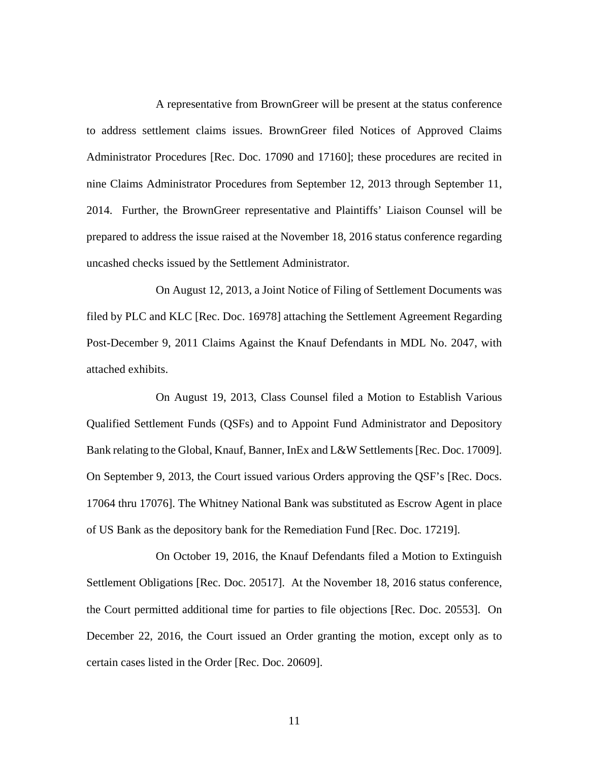A representative from BrownGreer will be present at the status conference to address settlement claims issues. BrownGreer filed Notices of Approved Claims Administrator Procedures [Rec. Doc. 17090 and 17160]; these procedures are recited in nine Claims Administrator Procedures from September 12, 2013 through September 11, 2014. Further, the BrownGreer representative and Plaintiffs' Liaison Counsel will be prepared to address the issue raised at the November 18, 2016 status conference regarding uncashed checks issued by the Settlement Administrator.

On August 12, 2013, a Joint Notice of Filing of Settlement Documents was filed by PLC and KLC [Rec. Doc. 16978] attaching the Settlement Agreement Regarding Post-December 9, 2011 Claims Against the Knauf Defendants in MDL No. 2047, with attached exhibits.

On August 19, 2013, Class Counsel filed a Motion to Establish Various Qualified Settlement Funds (QSFs) and to Appoint Fund Administrator and Depository Bank relating to the Global, Knauf, Banner, InEx and L&W Settlements [Rec. Doc. 17009]. On September 9, 2013, the Court issued various Orders approving the QSF's [Rec. Docs. 17064 thru 17076]. The Whitney National Bank was substituted as Escrow Agent in place of US Bank as the depository bank for the Remediation Fund [Rec. Doc. 17219].

On October 19, 2016, the Knauf Defendants filed a Motion to Extinguish Settlement Obligations [Rec. Doc. 20517]. At the November 18, 2016 status conference, the Court permitted additional time for parties to file objections [Rec. Doc. 20553]. On December 22, 2016, the Court issued an Order granting the motion, except only as to certain cases listed in the Order [Rec. Doc. 20609].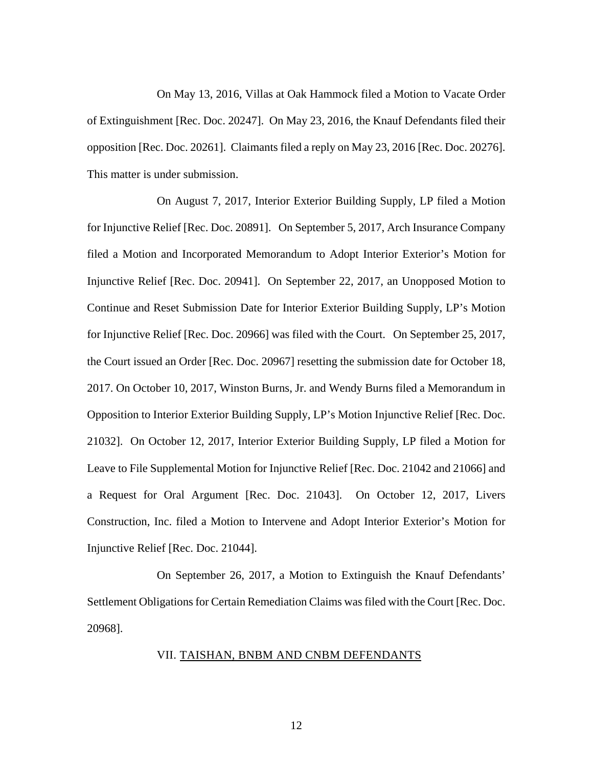On May 13, 2016, Villas at Oak Hammock filed a Motion to Vacate Order of Extinguishment [Rec. Doc. 20247]. On May 23, 2016, the Knauf Defendants filed their opposition [Rec. Doc. 20261]. Claimants filed a reply on May 23, 2016 [Rec. Doc. 20276]. This matter is under submission.

On August 7, 2017, Interior Exterior Building Supply, LP filed a Motion for Injunctive Relief [Rec. Doc. 20891]. On September 5, 2017, Arch Insurance Company filed a Motion and Incorporated Memorandum to Adopt Interior Exterior's Motion for Injunctive Relief [Rec. Doc. 20941]. On September 22, 2017, an Unopposed Motion to Continue and Reset Submission Date for Interior Exterior Building Supply, LP's Motion for Injunctive Relief [Rec. Doc. 20966] was filed with the Court. On September 25, 2017, the Court issued an Order [Rec. Doc. 20967] resetting the submission date for October 18, 2017. On October 10, 2017, Winston Burns, Jr. and Wendy Burns filed a Memorandum in Opposition to Interior Exterior Building Supply, LP's Motion Injunctive Relief [Rec. Doc. 21032]. On October 12, 2017, Interior Exterior Building Supply, LP filed a Motion for Leave to File Supplemental Motion for Injunctive Relief [Rec. Doc. 21042 and 21066] and a Request for Oral Argument [Rec. Doc. 21043]. On October 12, 2017, Livers Construction, Inc. filed a Motion to Intervene and Adopt Interior Exterior's Motion for Injunctive Relief [Rec. Doc. 21044].

On September 26, 2017, a Motion to Extinguish the Knauf Defendants' Settlement Obligations for Certain Remediation Claims was filed with the Court [Rec. Doc. 20968].

## VII. TAISHAN, BNBM AND CNBM DEFENDANTS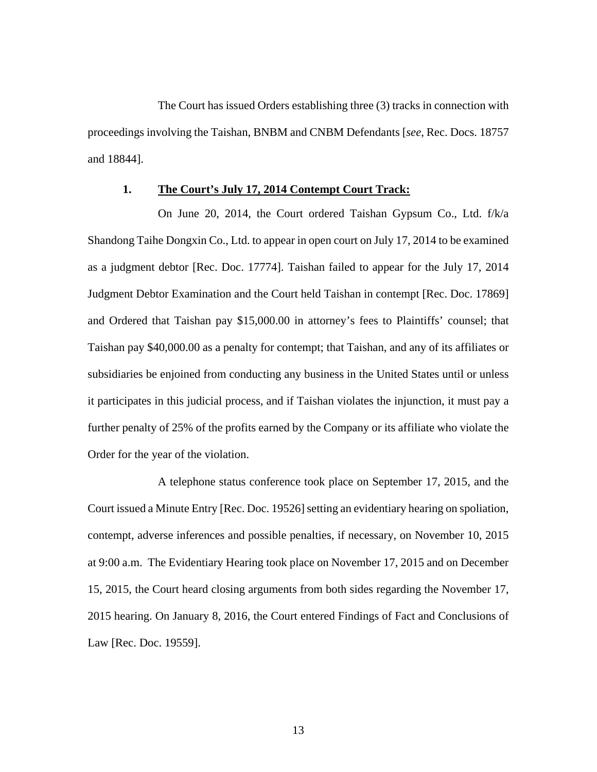The Court has issued Orders establishing three (3) tracks in connection with proceedings involving the Taishan, BNBM and CNBM Defendants [*see*, Rec. Docs. 18757 and 18844].

**1. <u>The Court's July 17, 2014 Contempt Court Track:</u>**

On June 20, 2014, the Court ordered Taishan Gypsum Co., Ltd. f/k/a Shandong Taihe Dongxin Co., Ltd. to appear in open court on July 17, 2014 to be examined as a judgment debtor [Rec. Doc. 17774]. Taishan failed to appear for the July 17, 2014 Judgment Debtor Examination and the Court held Taishan in contempt [Rec. Doc. 17869] and Ordered that Taishan pay $15,000.00 in attorney's fees to Plaintiffs' counsel; that Taishan pay $40,000.00 as a penalty for contempt; that Taishan, and any of its affiliates or subsidiaries be enjoined from conducting any business in the United States until or unless it participates in this judicial process, and if Taishan violates the injunction, it must pay a further penalty of 25% of the profits earned by the Company or its affiliate who violate the Order for the year of the violation.

A telephone status conference took place on September 17, 2015, and the Court issued a Minute Entry [Rec. Doc. 19526] setting an evidentiary hearing on spoliation, contempt, adverse inferences and possible penalties, if necessary, on November 10, 2015 at 9:00 a.m. The Evidentiary Hearing took place on November 17, 2015 and on December 15, 2015, the Court heard closing arguments from both sides regarding the November 17, 2015 hearing. On January 8, 2016, the Court entered Findings of Fact and Conclusions of Law [Rec. Doc. 19559].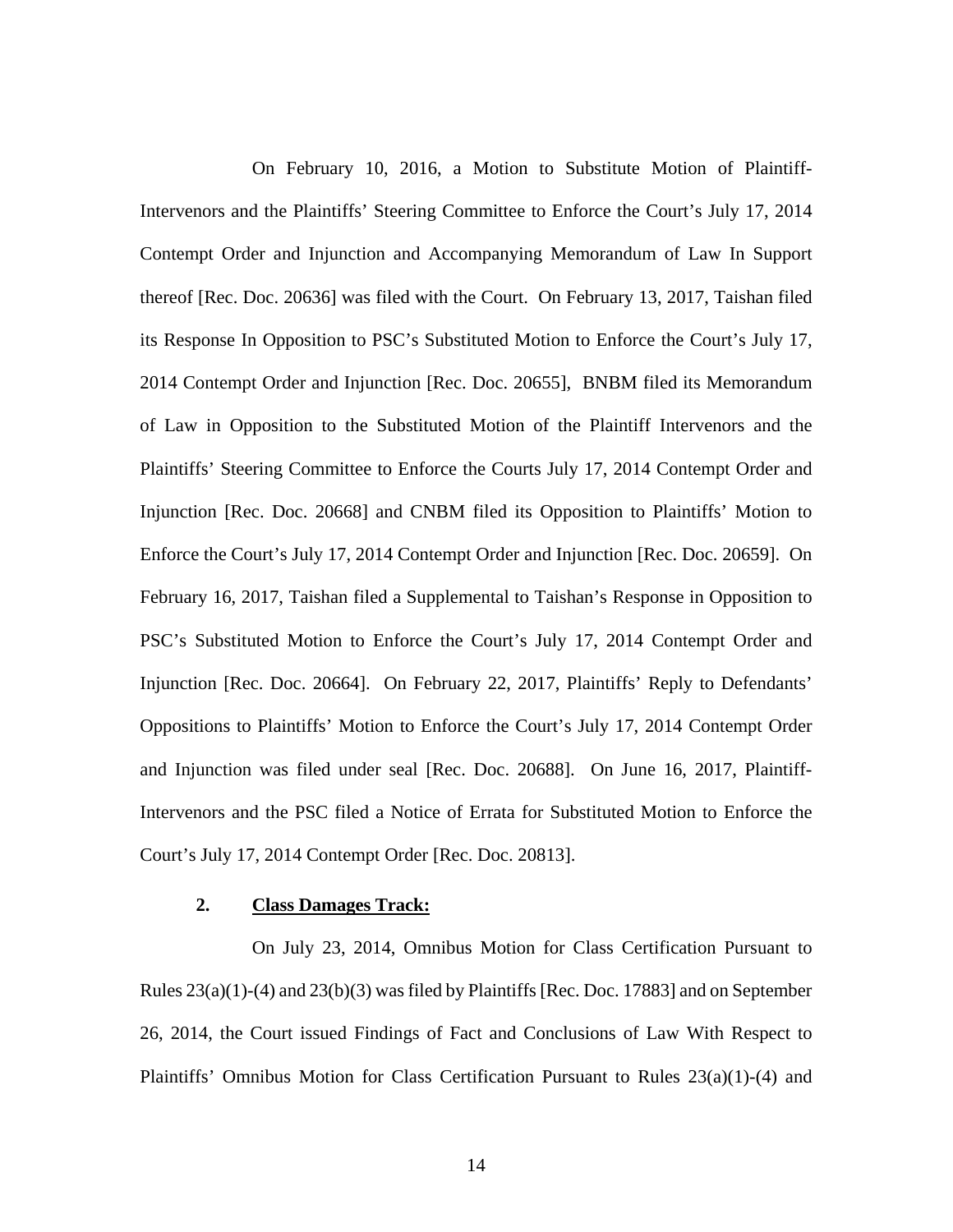On February 10, 2016, a Motion to Substitute Motion of Plaintiff-Intervenors and the Plaintiffs' Steering Committee to Enforce the Court's July 17, 2014 Contempt Order and Injunction and Accompanying Memorandum of Law In Support thereof [Rec. Doc. 20636] was filed with the Court. On February 13, 2017, Taishan filed its Response In Opposition to PSC's Substituted Motion to Enforce the Court's July 17, 2014 Contempt Order and Injunction [Rec. Doc. 20655], BNBM filed its Memorandum of Law in Opposition to the Substituted Motion of the Plaintiff Intervenors and the Plaintiffs' Steering Committee to Enforce the Courts July 17, 2014 Contempt Order and Injunction [Rec. Doc. 20668] and CNBM filed its Opposition to Plaintiffs' Motion to Enforce the Court's July 17, 2014 Contempt Order and Injunction [Rec. Doc. 20659]. On February 16, 2017, Taishan filed a Supplemental to Taishan's Response in Opposition to PSC's Substituted Motion to Enforce the Court's July 17, 2014 Contempt Order and Injunction [Rec. Doc. 20664]. On February 22, 2017, Plaintiffs' Reply to Defendants' Oppositions to Plaintiffs' Motion to Enforce the Court's July 17, 2014 Contempt Order and Injunction was filed under seal [Rec. Doc. 20688]. On June 16, 2017, Plaintiff-Intervenors and the PSC filed a Notice of Errata for Substituted Motion to Enforce the Court's July 17, 2014 Contempt Order [Rec. Doc. 20813].

**2. <u>Class Damages Track:</u>**

On July 23, 2014, Omnibus Motion for Class Certification Pursuant to Rules 23(a)(1)-(4) and 23(b)(3) was filed by Plaintiffs [Rec. Doc. 17883] and on September 26, 2014, the Court issued Findings of Fact and Conclusions of Law With Respect to Plaintiffs' Omnibus Motion for Class Certification Pursuant to Rules 23(a)(1)-(4) and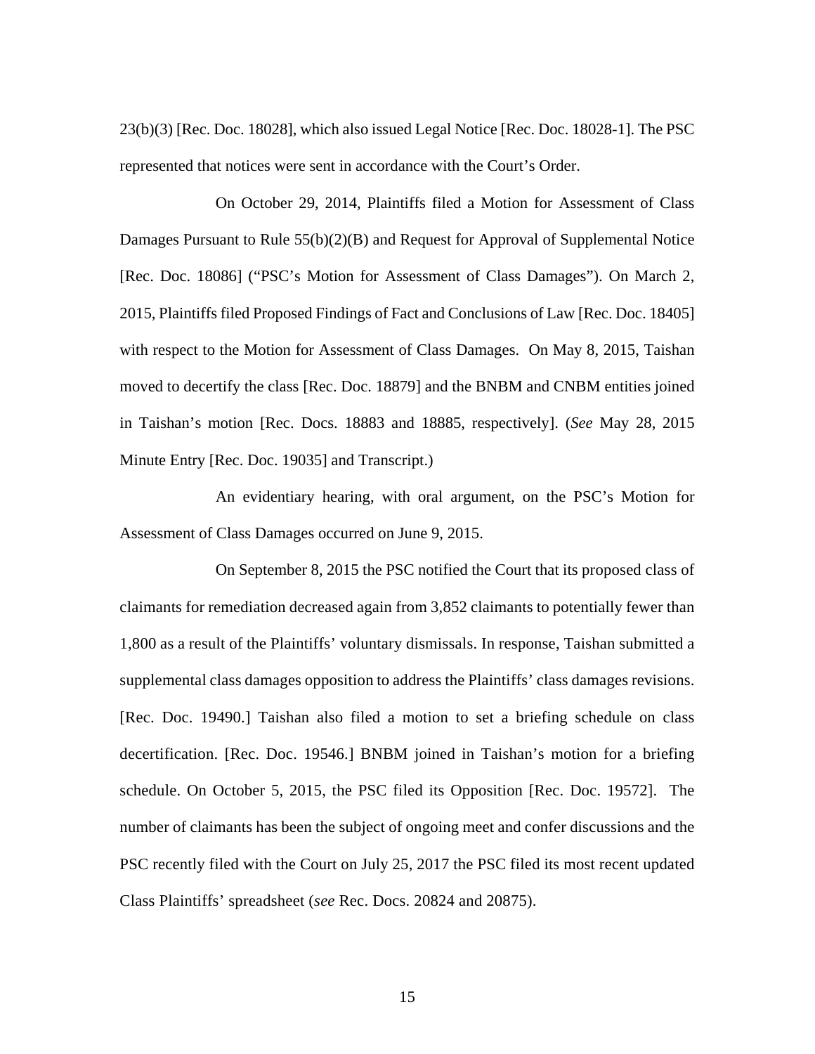23(b)(3) [Rec. Doc. 18028], which also issued Legal Notice [Rec. Doc. 18028-1]. The PSC represented that notices were sent in accordance with the Court's Order.

On October 29, 2014, Plaintiffs filed a Motion for Assessment of Class Damages Pursuant to Rule 55(b)(2)(B) and Request for Approval of Supplemental Notice [Rec. Doc. 18086] ("PSC's Motion for Assessment of Class Damages"). On March 2, 2015, Plaintiffs filed Proposed Findings of Fact and Conclusions of Law [Rec. Doc. 18405] with respect to the Motion for Assessment of Class Damages. On May 8, 2015, Taishan moved to decertify the class [Rec. Doc. 18879] and the BNBM and CNBM entities joined in Taishan's motion [Rec. Docs. 18883 and 18885, respectively]. (*See* May 28, 2015 Minute Entry [Rec. Doc. 19035] and Transcript.)

An evidentiary hearing, with oral argument, on the PSC's Motion for Assessment of Class Damages occurred on June 9, 2015.

On September 8, 2015 the PSC notified the Court that its proposed class of claimants for remediation decreased again from 3,852 claimants to potentially fewer than 1,800 as a result of the Plaintiffs' voluntary dismissals. In response, Taishan submitted a supplemental class damages opposition to address the Plaintiffs' class damages revisions. [Rec. Doc. 19490.] Taishan also filed a motion to set a briefing schedule on class decertification. [Rec. Doc. 19546.] BNBM joined in Taishan's motion for a briefing schedule. On October 5, 2015, the PSC filed its Opposition [Rec. Doc. 19572]. The number of claimants has been the subject of ongoing meet and confer discussions and the PSC recently filed with the Court on July 25, 2017 the PSC filed its most recent updated Class Plaintiffs' spreadsheet (*see* Rec. Docs. 20824 and 20875).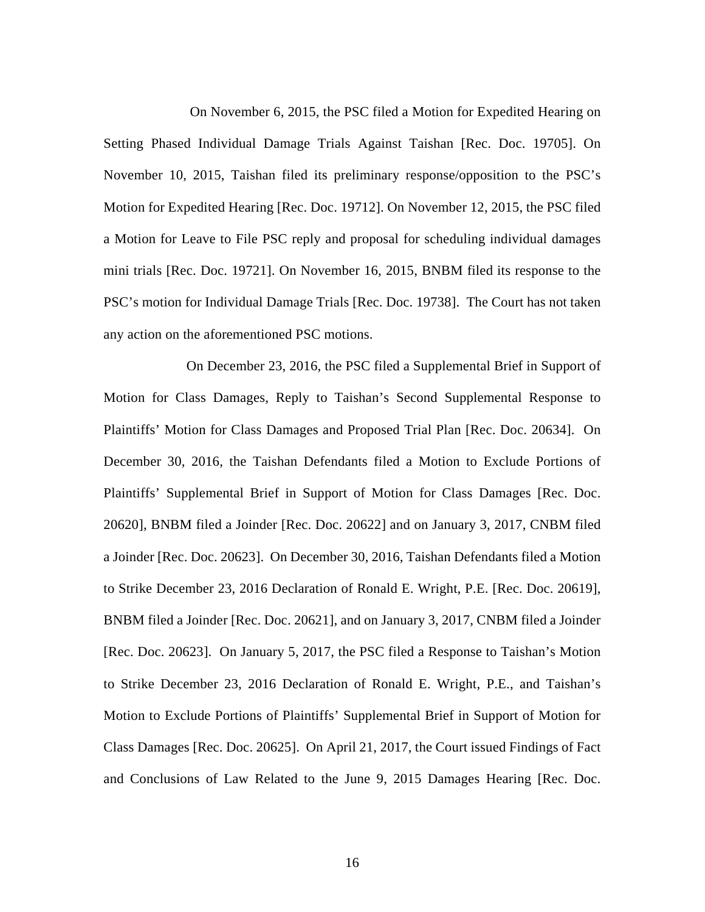On November 6, 2015, the PSC filed a Motion for Expedited Hearing on Setting Phased Individual Damage Trials Against Taishan [Rec. Doc. 19705]. On November 10, 2015, Taishan filed its preliminary response/opposition to the PSC's Motion for Expedited Hearing [Rec. Doc. 19712]. On November 12, 2015, the PSC filed a Motion for Leave to File PSC reply and proposal for scheduling individual damages mini trials [Rec. Doc. 19721]. On November 16, 2015, BNBM filed its response to the PSC's motion for Individual Damage Trials [Rec. Doc. 19738]. The Court has not taken any action on the aforementioned PSC motions.

On December 23, 2016, the PSC filed a Supplemental Brief in Support of Motion for Class Damages, Reply to Taishan's Second Supplemental Response to Plaintiffs' Motion for Class Damages and Proposed Trial Plan [Rec. Doc. 20634]. On December 30, 2016, the Taishan Defendants filed a Motion to Exclude Portions of Plaintiffs' Supplemental Brief in Support of Motion for Class Damages [Rec. Doc. 20620], BNBM filed a Joinder [Rec. Doc. 20622] and on January 3, 2017, CNBM filed a Joinder [Rec. Doc. 20623]. On December 30, 2016, Taishan Defendants filed a Motion to Strike December 23, 2016 Declaration of Ronald E. Wright, P.E. [Rec. Doc. 20619], BNBM filed a Joinder [Rec. Doc. 20621], and on January 3, 2017, CNBM filed a Joinder [Rec. Doc. 20623]. On January 5, 2017, the PSC filed a Response to Taishan's Motion to Strike December 23, 2016 Declaration of Ronald E. Wright, P.E., and Taishan's Motion to Exclude Portions of Plaintiffs' Supplemental Brief in Support of Motion for Class Damages [Rec. Doc. 20625]. On April 21, 2017, the Court issued Findings of Fact and Conclusions of Law Related to the June 9, 2015 Damages Hearing [Rec. Doc.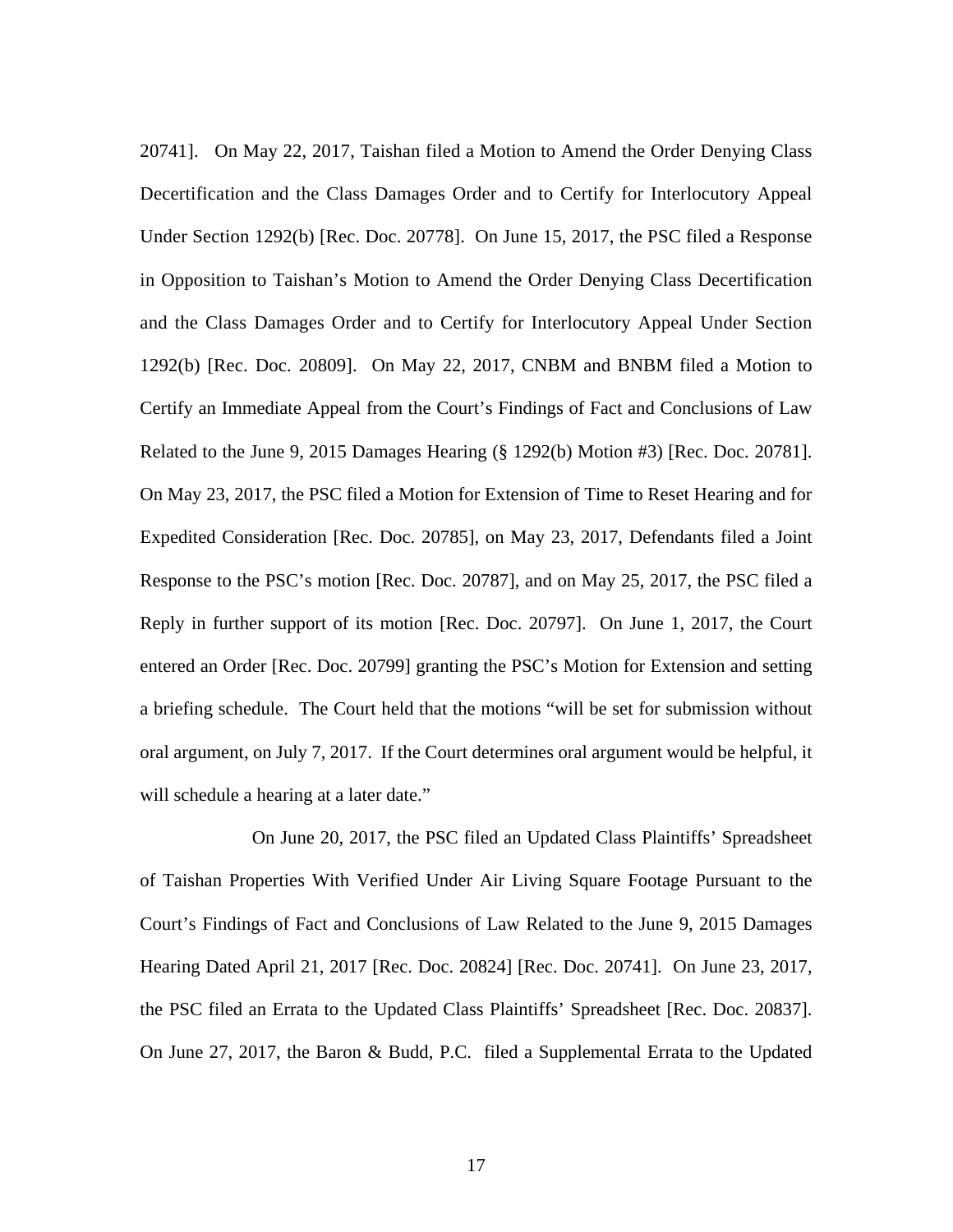20741]. On May 22, 2017, Taishan filed a Motion to Amend the Order Denying Class Decertification and the Class Damages Order and to Certify for Interlocutory Appeal Under Section 1292(b) [Rec. Doc. 20778]. On June 15, 2017, the PSC filed a Response in Opposition to Taishan's Motion to Amend the Order Denying Class Decertification and the Class Damages Order and to Certify for Interlocutory Appeal Under Section 1292(b) [Rec. Doc. 20809]. On May 22, 2017, CNBM and BNBM filed a Motion to Certify an Immediate Appeal from the Court's Findings of Fact and Conclusions of Law Related to the June 9, 2015 Damages Hearing (§ 1292(b) Motion #3) [Rec. Doc. 20781]. On May 23, 2017, the PSC filed a Motion for Extension of Time to Reset Hearing and for Expedited Consideration [Rec. Doc. 20785], on May 23, 2017, Defendants filed a Joint Response to the PSC's motion [Rec. Doc. 20787], and on May 25, 2017, the PSC filed a Reply in further support of its motion [Rec. Doc. 20797]. On June 1, 2017, the Court entered an Order [Rec. Doc. 20799] granting the PSC's Motion for Extension and setting a briefing schedule. The Court held that the motions "will be set for submission without oral argument, on July 7, 2017. If the Court determines oral argument would be helpful, it will schedule a hearing at a later date."

On June 20, 2017, the PSC filed an Updated Class Plaintiffs' Spreadsheet of Taishan Properties With Verified Under Air Living Square Footage Pursuant to the Court's Findings of Fact and Conclusions of Law Related to the June 9, 2015 Damages Hearing Dated April 21, 2017 [Rec. Doc. 20824] [Rec. Doc. 20741]. On June 23, 2017, the PSC filed an Errata to the Updated Class Plaintiffs' Spreadsheet [Rec. Doc. 20837]. On June 27, 2017, the Baron & Budd, P.C. filed a Supplemental Errata to the Updated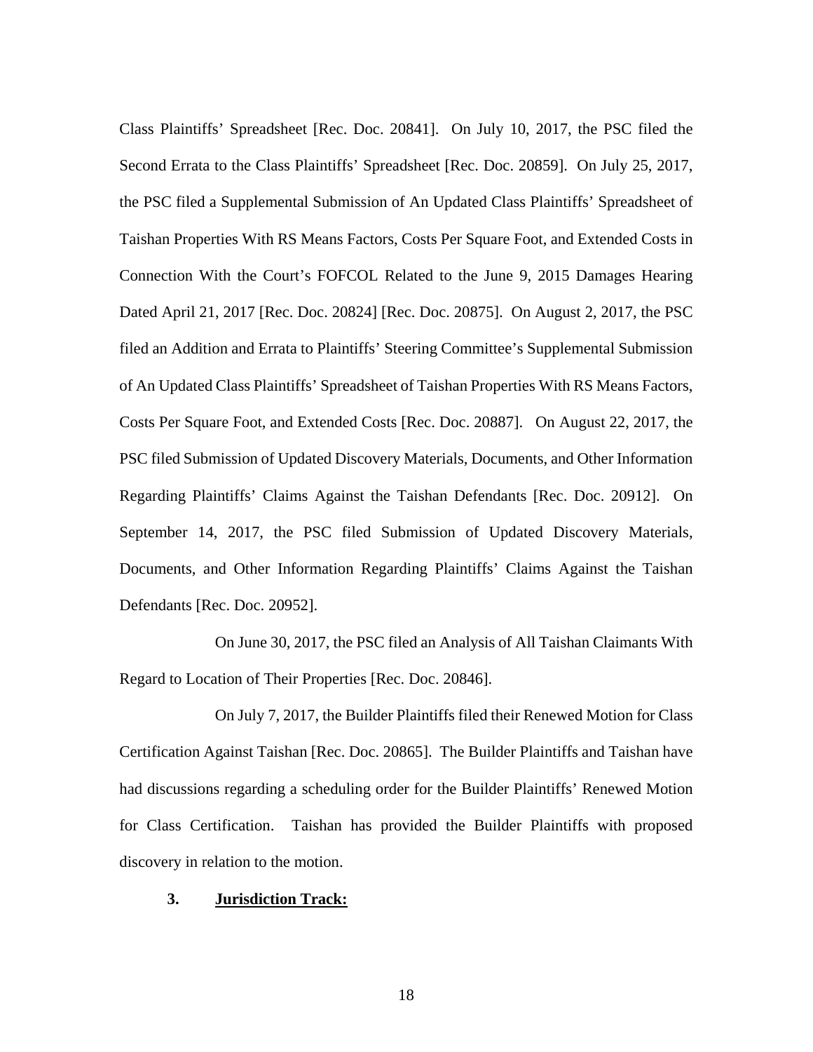Class Plaintiffs' Spreadsheet [Rec. Doc. 20841]. On July 10, 2017, the PSC filed the Second Errata to the Class Plaintiffs' Spreadsheet [Rec. Doc. 20859]. On July 25, 2017, the PSC filed a Supplemental Submission of An Updated Class Plaintiffs' Spreadsheet of Taishan Properties With RS Means Factors, Costs Per Square Foot, and Extended Costs in Connection With the Court's FOFCOL Related to the June 9, 2015 Damages Hearing Dated April 21, 2017 [Rec. Doc. 20824] [Rec. Doc. 20875]. On August 2, 2017, the PSC filed an Addition and Errata to Plaintiffs' Steering Committee's Supplemental Submission of An Updated Class Plaintiffs' Spreadsheet of Taishan Properties With RS Means Factors, Costs Per Square Foot, and Extended Costs [Rec. Doc. 20887]. On August 22, 2017, the PSC filed Submission of Updated Discovery Materials, Documents, and Other Information Regarding Plaintiffs' Claims Against the Taishan Defendants [Rec. Doc. 20912]. On September 14, 2017, the PSC filed Submission of Updated Discovery Materials, Documents, and Other Information Regarding Plaintiffs' Claims Against the Taishan Defendants [Rec. Doc. 20952].

On June 30, 2017, the PSC filed an Analysis of All Taishan Claimants With Regard to Location of Their Properties [Rec. Doc. 20846].

On July 7, 2017, the Builder Plaintiffs filed their Renewed Motion for Class Certification Against Taishan [Rec. Doc. 20865]. The Builder Plaintiffs and Taishan have had discussions regarding a scheduling order for the Builder Plaintiffs' Renewed Motion for Class Certification. Taishan has provided the Builder Plaintiffs with proposed discovery in relation to the motion.

**3. Jurisdiction Track:**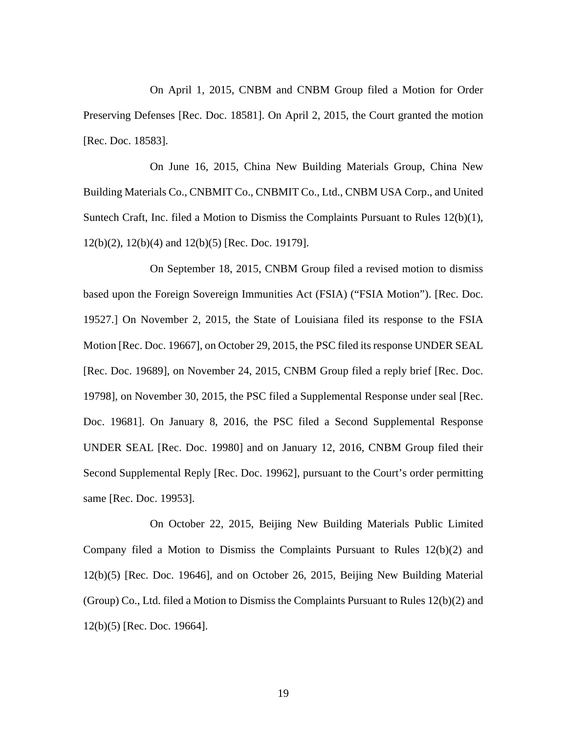On April 1, 2015, CNBM and CNBM Group filed a Motion for Order Preserving Defenses [Rec. Doc. 18581]. On April 2, 2015, the Court granted the motion [Rec. Doc. 18583].

On June 16, 2015, China New Building Materials Group, China New Building Materials Co., CNBMIT Co., CNBMIT Co., Ltd., CNBM USA Corp., and United Suntech Craft, Inc. filed a Motion to Dismiss the Complaints Pursuant to Rules 12(b)(1), 12(b)(2), 12(b)(4) and 12(b)(5) [Rec. Doc. 19179].

On September 18, 2015, CNBM Group filed a revised motion to dismiss based upon the Foreign Sovereign Immunities Act (FSIA) ("FSIA Motion"). [Rec. Doc. 19527.] On November 2, 2015, the State of Louisiana filed its response to the FSIA Motion [Rec. Doc. 19667], on October 29, 2015, the PSC filed its response UNDER SEAL [Rec. Doc. 19689], on November 24, 2015, CNBM Group filed a reply brief [Rec. Doc. 19798], on November 30, 2015, the PSC filed a Supplemental Response under seal [Rec. Doc. 19681]. On January 8, 2016, the PSC filed a Second Supplemental Response UNDER SEAL [Rec. Doc. 19980] and on January 12, 2016, CNBM Group filed their Second Supplemental Reply [Rec. Doc. 19962], pursuant to the Court's order permitting same [Rec. Doc. 19953].

On October 22, 2015, Beijing New Building Materials Public Limited Company filed a Motion to Dismiss the Complaints Pursuant to Rules 12(b)(2) and 12(b)(5) [Rec. Doc. 19646], and on October 26, 2015, Beijing New Building Material (Group) Co., Ltd. filed a Motion to Dismiss the Complaints Pursuant to Rules 12(b)(2) and 12(b)(5) [Rec. Doc. 19664].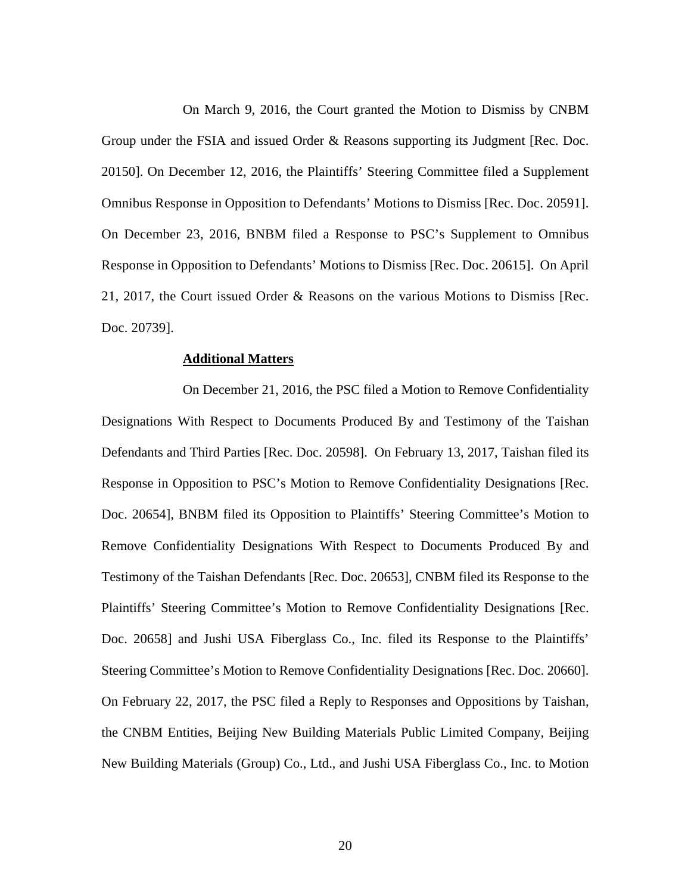On March 9, 2016, the Court granted the Motion to Dismiss by CNBM Group under the FSIA and issued Order & Reasons supporting its Judgment [Rec. Doc. 20150]. On December 12, 2016, the Plaintiffs' Steering Committee filed a Supplement Omnibus Response in Opposition to Defendants' Motions to Dismiss [Rec. Doc. 20591]. On December 23, 2016, BNBM filed a Response to PSC's Supplement to Omnibus Response in Opposition to Defendants' Motions to Dismiss [Rec. Doc. 20615]. On April 21, 2017, the Court issued Order & Reasons on the various Motions to Dismiss [Rec. Doc. 20739].

**Additional Matters**

On December 21, 2016, the PSC filed a Motion to Remove Confidentiality Designations With Respect to Documents Produced By and Testimony of the Taishan Defendants and Third Parties [Rec. Doc. 20598]. On February 13, 2017, Taishan filed its Response in Opposition to PSC's Motion to Remove Confidentiality Designations [Rec. Doc. 20654], BNBM filed its Opposition to Plaintiffs' Steering Committee's Motion to Remove Confidentiality Designations With Respect to Documents Produced By and Testimony of the Taishan Defendants [Rec. Doc. 20653], CNBM filed its Response to the Plaintiffs' Steering Committee's Motion to Remove Confidentiality Designations [Rec. Doc. 20658] and Jushi USA Fiberglass Co., Inc. filed its Response to the Plaintiffs' Steering Committee's Motion to Remove Confidentiality Designations [Rec. Doc. 20660]. On February 22, 2017, the PSC filed a Reply to Responses and Oppositions by Taishan, the CNBM Entities, Beijing New Building Materials Public Limited Company, Beijing New Building Materials (Group) Co., Ltd., and Jushi USA Fiberglass Co., Inc. to Motion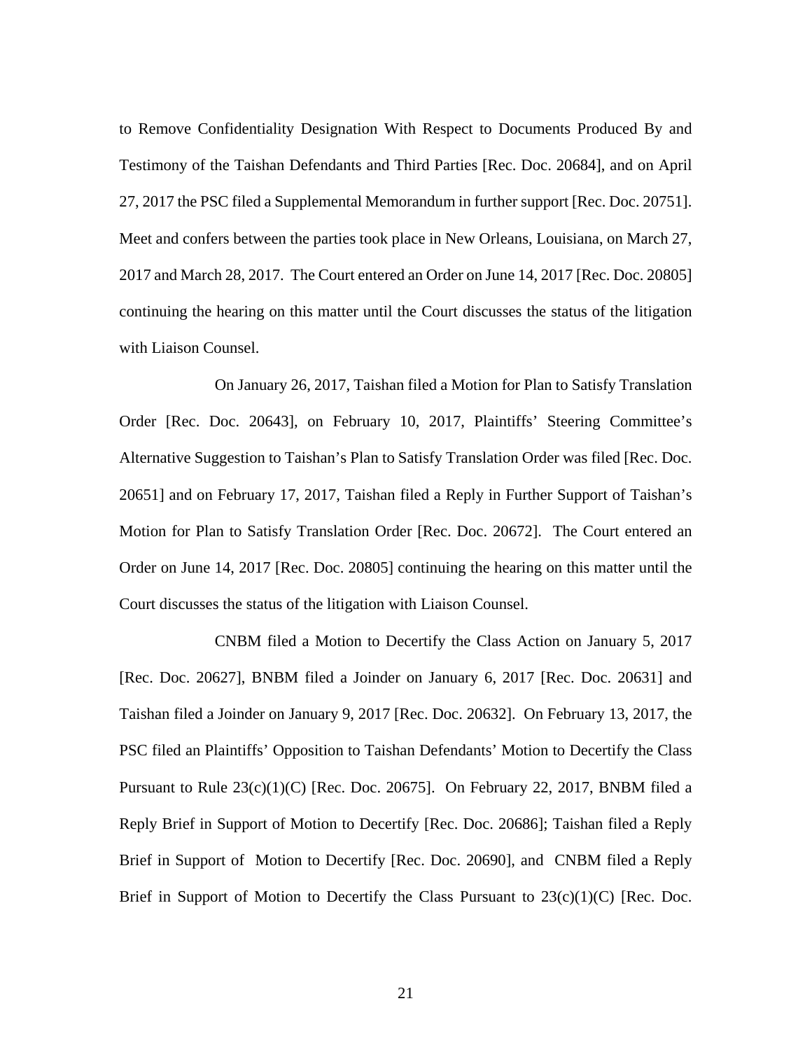to Remove Confidentiality Designation With Respect to Documents Produced By and Testimony of the Taishan Defendants and Third Parties [Rec. Doc. 20684], and on April 27, 2017 the PSC filed a Supplemental Memorandum in further support [Rec. Doc. 20751]. Meet and confers between the parties took place in New Orleans, Louisiana, on March 27, 2017 and March 28, 2017. The Court entered an Order on June 14, 2017 [Rec. Doc. 20805] continuing the hearing on this matter until the Court discusses the status of the litigation with Liaison Counsel.

On January 26, 2017, Taishan filed a Motion for Plan to Satisfy Translation Order [Rec. Doc. 20643], on February 10, 2017, Plaintiffs' Steering Committee's Alternative Suggestion to Taishan's Plan to Satisfy Translation Order was filed [Rec. Doc. 20651] and on February 17, 2017, Taishan filed a Reply in Further Support of Taishan's Motion for Plan to Satisfy Translation Order [Rec. Doc. 20672]. The Court entered an Order on June 14, 2017 [Rec. Doc. 20805] continuing the hearing on this matter until the Court discusses the status of the litigation with Liaison Counsel.

CNBM filed a Motion to Decertify the Class Action on January 5, 2017 [Rec. Doc. 20627], BNBM filed a Joinder on January 6, 2017 [Rec. Doc. 20631] and Taishan filed a Joinder on January 9, 2017 [Rec. Doc. 20632]. On February 13, 2017, the PSC filed an Plaintiffs' Opposition to Taishan Defendants' Motion to Decertify the Class Pursuant to Rule 23(c)(1)(C) [Rec. Doc. 20675]. On February 22, 2017, BNBM filed a Reply Brief in Support of Motion to Decertify [Rec. Doc. 20686]; Taishan filed a Reply Brief in Support of Motion to Decertify [Rec. Doc. 20690], and CNBM filed a Reply Brief in Support of Motion to Decertify the Class Pursuant to 23(c)(1)(C) [Rec. Doc.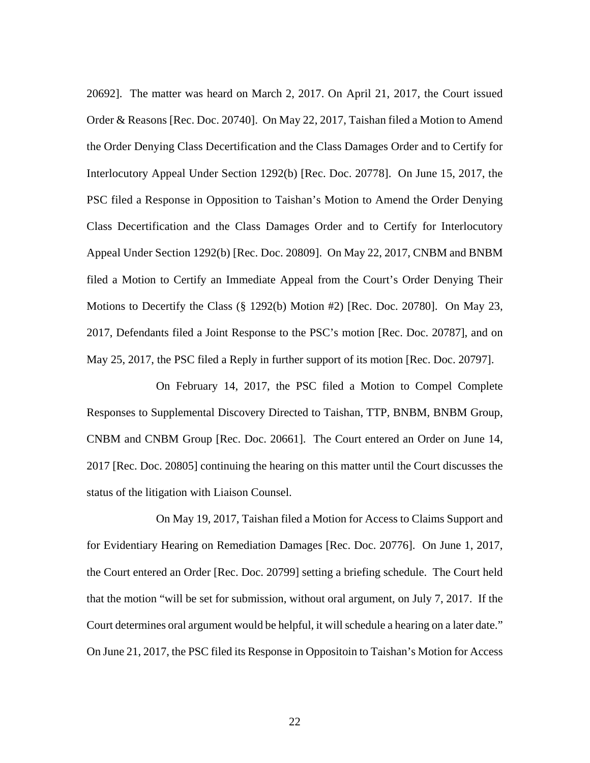20692]. The matter was heard on March 2, 2017. On April 21, 2017, the Court issued Order & Reasons [Rec. Doc. 20740]. On May 22, 2017, Taishan filed a Motion to Amend the Order Denying Class Decertification and the Class Damages Order and to Certify for Interlocutory Appeal Under Section 1292(b) [Rec. Doc. 20778]. On June 15, 2017, the PSC filed a Response in Opposition to Taishan's Motion to Amend the Order Denying Class Decertification and the Class Damages Order and to Certify for Interlocutory Appeal Under Section 1292(b) [Rec. Doc. 20809]. On May 22, 2017, CNBM and BNBM filed a Motion to Certify an Immediate Appeal from the Court's Order Denying Their Motions to Decertify the Class (§ 1292(b) Motion #2) [Rec. Doc. 20780]. On May 23, 2017, Defendants filed a Joint Response to the PSC's motion [Rec. Doc. 20787], and on May 25, 2017, the PSC filed a Reply in further support of its motion [Rec. Doc. 20797].

On February 14, 2017, the PSC filed a Motion to Compel Complete Responses to Supplemental Discovery Directed to Taishan, TTP, BNBM, BNBM Group, CNBM and CNBM Group [Rec. Doc. 20661]. The Court entered an Order on June 14, 2017 [Rec. Doc. 20805] continuing the hearing on this matter until the Court discusses the status of the litigation with Liaison Counsel.

On May 19, 2017, Taishan filed a Motion for Access to Claims Support and for Evidentiary Hearing on Remediation Damages [Rec. Doc. 20776]. On June 1, 2017, the Court entered an Order [Rec. Doc. 20799] setting a briefing schedule. The Court held that the motion "will be set for submission, without oral argument, on July 7, 2017. If the Court determines oral argument would be helpful, it will schedule a hearing on a later date." On June 21, 2017, the PSC filed its Response in Oppositoin to Taishan's Motion for Access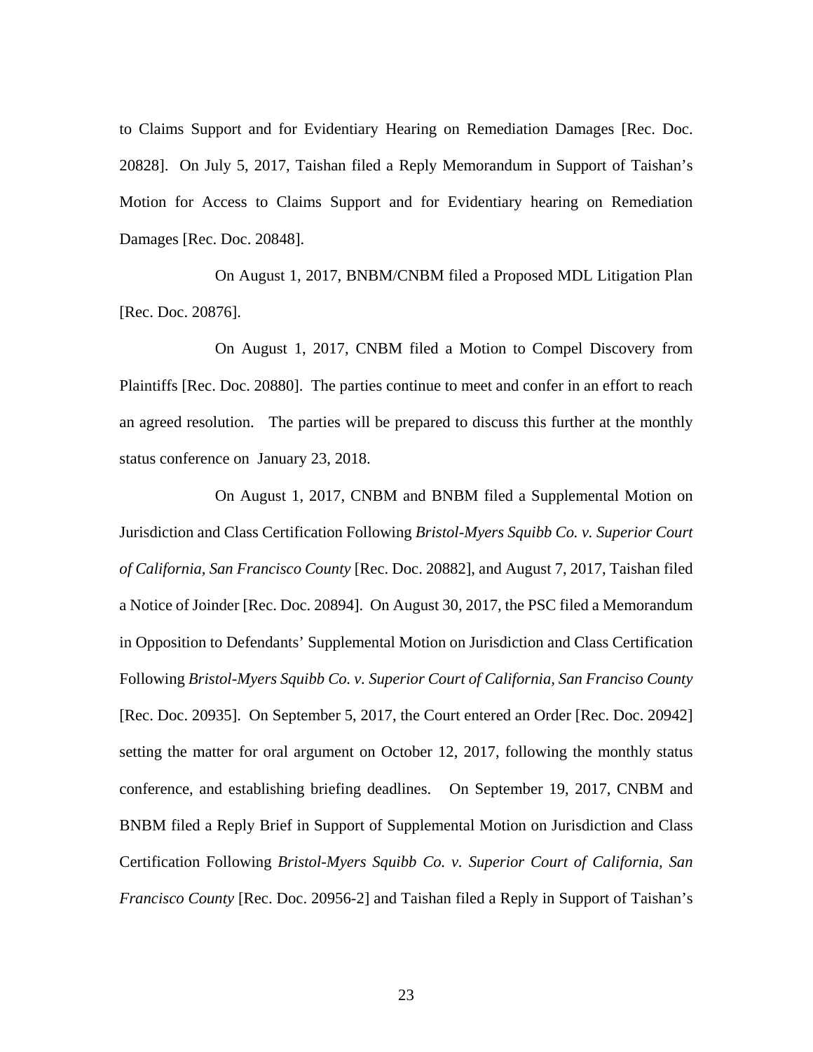to Claims Support and for Evidentiary Hearing on Remediation Damages [Rec. Doc. 20828]. On July 5, 2017, Taishan filed a Reply Memorandum in Support of Taishan's Motion for Access to Claims Support and for Evidentiary hearing on Remediation Damages [Rec. Doc. 20848].

On August 1, 2017, BNBM/CNBM filed a Proposed MDL Litigation Plan [Rec. Doc. 20876].

On August 1, 2017, CNBM filed a Motion to Compel Discovery from Plaintiffs [Rec. Doc. 20880]. The parties continue to meet and confer in an effort to reach an agreed resolution. The parties will be prepared to discuss this further at the monthly status conference on January 23, 2018.

On August 1, 2017, CNBM and BNBM filed a Supplemental Motion on Jurisdiction and Class Certification Following *Bristol-Myers Squibb Co. v. Superior Court of California, San Francisco County* [Rec. Doc. 20882], and August 7, 2017, Taishan filed a Notice of Joinder [Rec. Doc. 20894]. On August 30, 2017, the PSC filed a Memorandum in Opposition to Defendants' Supplemental Motion on Jurisdiction and Class Certification Following *Bristol-Myers Squibb Co. v. Superior Court of California, San Franciso County* [Rec. Doc. 20935]. On September 5, 2017, the Court entered an Order [Rec. Doc. 20942] setting the matter for oral argument on October 12, 2017, following the monthly status conference, and establishing briefing deadlines. On September 19, 2017, CNBM and BNBM filed a Reply Brief in Support of Supplemental Motion on Jurisdiction and Class Certification Following *Bristol-Myers Squibb Co. v. Superior Court of California, San Francisco County* [Rec. Doc. 20956-2] and Taishan filed a Reply in Support of Taishan's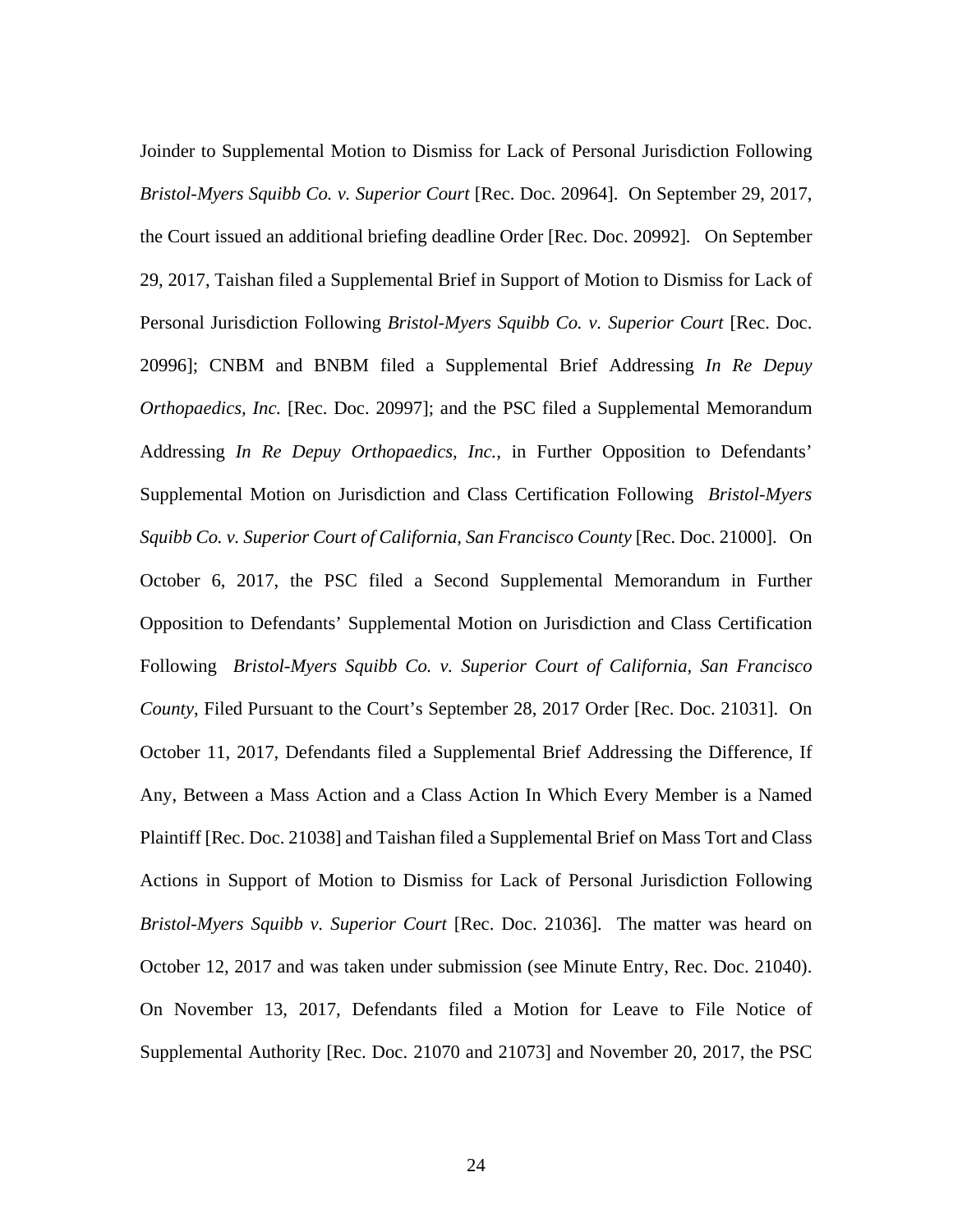Joinder to Supplemental Motion to Dismiss for Lack of Personal Jurisdiction Following *Bristol-Myers Squibb Co. v. Superior Court* [Rec. Doc. 20964]. On September 29, 2017, the Court issued an additional briefing deadline Order [Rec. Doc. 20992]. On September 29, 2017, Taishan filed a Supplemental Brief in Support of Motion to Dismiss for Lack of Personal Jurisdiction Following *Bristol-Myers Squibb Co. v. Superior Court* [Rec. Doc. 20996]; CNBM and BNBM filed a Supplemental Brief Addressing *In Re Depuy Orthopaedics, Inc.* [Rec. Doc. 20997]; and the PSC filed a Supplemental Memorandum Addressing *In Re Depuy Orthopaedics, Inc.*, in Further Opposition to Defendants' Supplemental Motion on Jurisdiction and Class Certification Following *Bristol-Myers Squibb Co. v. Superior Court of California, San Francisco County* [Rec. Doc. 21000]. On October 6, 2017, the PSC filed a Second Supplemental Memorandum in Further Opposition to Defendants' Supplemental Motion on Jurisdiction and Class Certification Following *Bristol-Myers Squibb Co. v. Superior Court of California, San Francisco County*, Filed Pursuant to the Court's September 28, 2017 Order [Rec. Doc. 21031]. On October 11, 2017, Defendants filed a Supplemental Brief Addressing the Difference, If Any, Between a Mass Action and a Class Action In Which Every Member is a Named Plaintiff [Rec. Doc. 21038] and Taishan filed a Supplemental Brief on Mass Tort and Class Actions in Support of Motion to Dismiss for Lack of Personal Jurisdiction Following *Bristol-Myers Squibb v. Superior Court* [Rec. Doc. 21036]. The matter was heard on October 12, 2017 and was taken under submission (see Minute Entry, Rec. Doc. 21040). On November 13, 2017, Defendants filed a Motion for Leave to File Notice of Supplemental Authority [Rec. Doc. 21070 and 21073] and November 20, 2017, the PSC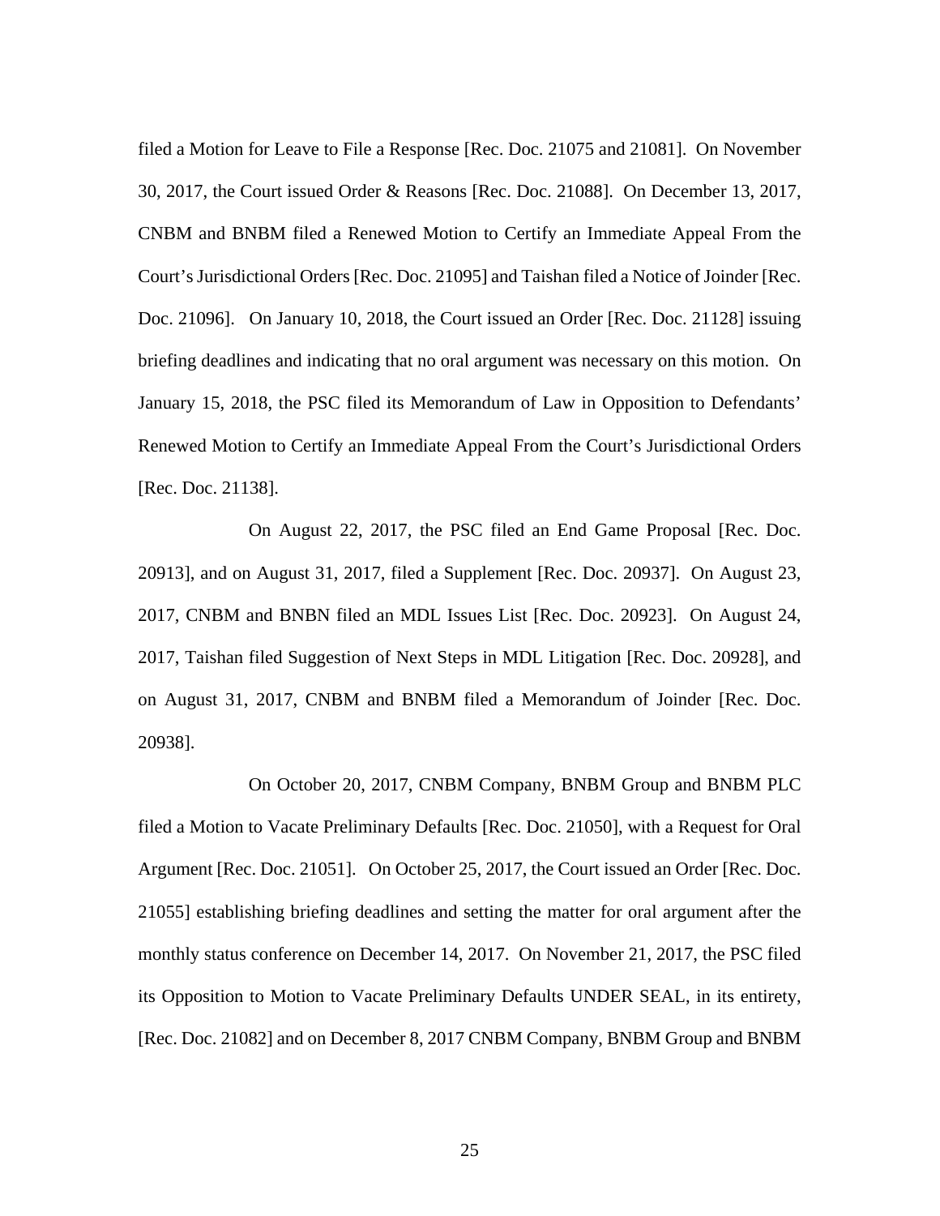filed a Motion for Leave to File a Response [Rec. Doc. 21075 and 21081]. On November 30, 2017, the Court issued Order & Reasons [Rec. Doc. 21088]. On December 13, 2017, CNBM and BNBM filed a Renewed Motion to Certify an Immediate Appeal From the Court's Jurisdictional Orders [Rec. Doc. 21095] and Taishan filed a Notice of Joinder [Rec. Doc. 21096]. On January 10, 2018, the Court issued an Order [Rec. Doc. 21128] issuing briefing deadlines and indicating that no oral argument was necessary on this motion. On January 15, 2018, the PSC filed its Memorandum of Law in Opposition to Defendants' Renewed Motion to Certify an Immediate Appeal From the Court's Jurisdictional Orders [Rec. Doc. 21138].

On August 22, 2017, the PSC filed an End Game Proposal [Rec. Doc. 20913], and on August 31, 2017, filed a Supplement [Rec. Doc. 20937]. On August 23, 2017, CNBM and BNBN filed an MDL Issues List [Rec. Doc. 20923]. On August 24, 2017, Taishan filed Suggestion of Next Steps in MDL Litigation [Rec. Doc. 20928], and on August 31, 2017, CNBM and BNBM filed a Memorandum of Joinder [Rec. Doc. 20938].

On October 20, 2017, CNBM Company, BNBM Group and BNBM PLC filed a Motion to Vacate Preliminary Defaults [Rec. Doc. 21050], with a Request for Oral Argument [Rec. Doc. 21051]. On October 25, 2017, the Court issued an Order [Rec. Doc. 21055] establishing briefing deadlines and setting the matter for oral argument after the monthly status conference on December 14, 2017. On November 21, 2017, the PSC filed its Opposition to Motion to Vacate Preliminary Defaults UNDER SEAL, in its entirety, [Rec. Doc. 21082] and on December 8, 2017 CNBM Company, BNBM Group and BNBM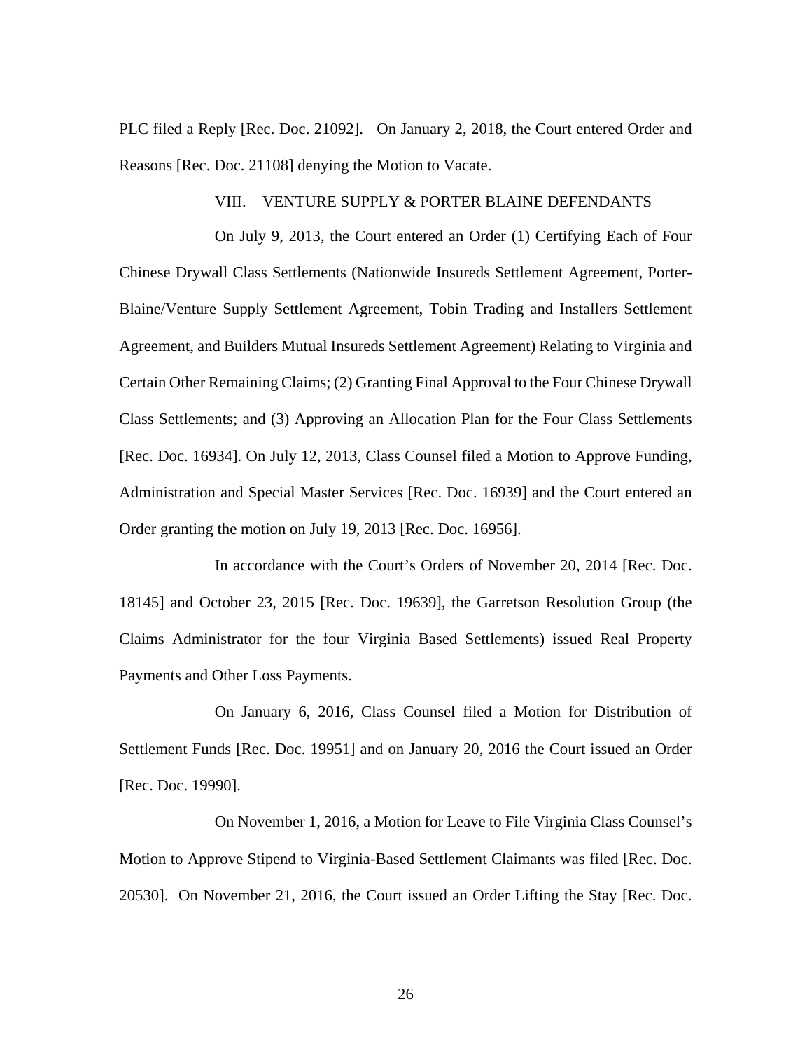PLC filed a Reply [Rec. Doc. 21092]. On January 2, 2018, the Court entered Order and Reasons [Rec. Doc. 21108] denying the Motion to Vacate.

## VIII. VENTURE SUPPLY & PORTER BLAINE DEFENDANTS

On July 9, 2013, the Court entered an Order (1) Certifying Each of Four Chinese Drywall Class Settlements (Nationwide Insureds Settlement Agreement, Porter-Blaine/Venture Supply Settlement Agreement, Tobin Trading and Installers Settlement Agreement, and Builders Mutual Insureds Settlement Agreement) Relating to Virginia and Certain Other Remaining Claims; (2) Granting Final Approval to the Four Chinese Drywall Class Settlements; and (3) Approving an Allocation Plan for the Four Class Settlements [Rec. Doc. 16934]. On July 12, 2013, Class Counsel filed a Motion to Approve Funding, Administration and Special Master Services [Rec. Doc. 16939] and the Court entered an Order granting the motion on July 19, 2013 [Rec. Doc. 16956].

In accordance with the Court's Orders of November 20, 2014 [Rec. Doc. 18145] and October 23, 2015 [Rec. Doc. 19639], the Garretson Resolution Group (the Claims Administrator for the four Virginia Based Settlements) issued Real Property Payments and Other Loss Payments.

On January 6, 2016, Class Counsel filed a Motion for Distribution of Settlement Funds [Rec. Doc. 19951] and on January 20, 2016 the Court issued an Order [Rec. Doc. 19990].

On November 1, 2016, a Motion for Leave to File Virginia Class Counsel's Motion to Approve Stipend to Virginia-Based Settlement Claimants was filed [Rec. Doc. 20530]. On November 21, 2016, the Court issued an Order Lifting the Stay [Rec. Doc.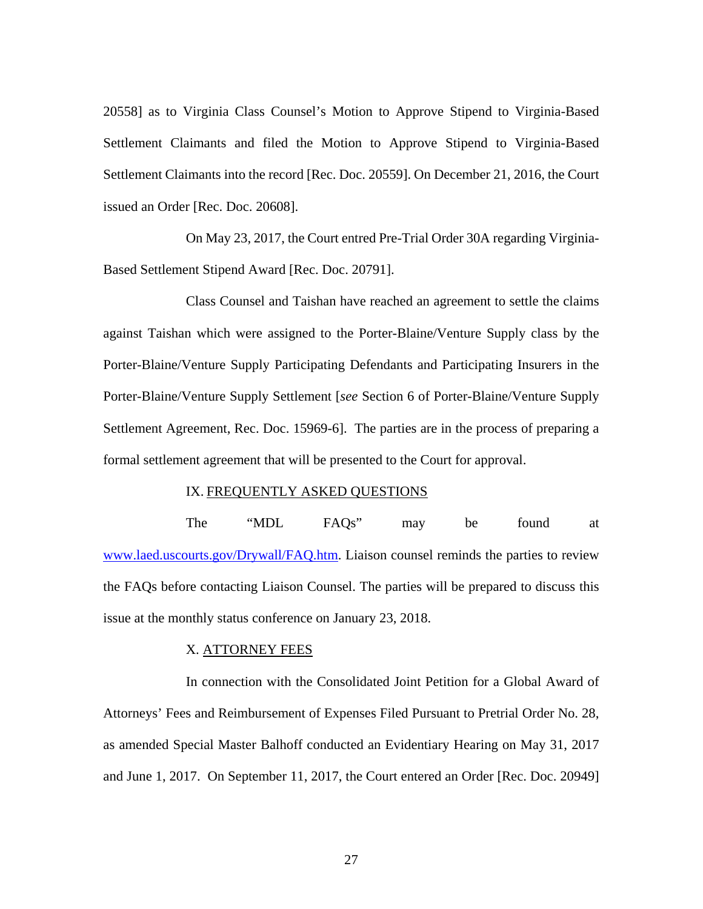20558] as to Virginia Class Counsel's Motion to Approve Stipend to Virginia-Based Settlement Claimants and filed the Motion to Approve Stipend to Virginia-Based Settlement Claimants into the record [Rec. Doc. 20559]. On December 21, 2016, the Court issued an Order [Rec. Doc. 20608].

On May 23, 2017, the Court entred Pre-Trial Order 30A regarding Virginia-Based Settlement Stipend Award [Rec. Doc. 20791].

Class Counsel and Taishan have reached an agreement to settle the claims against Taishan which were assigned to the Porter-Blaine/Venture Supply class by the Porter-Blaine/Venture Supply Participating Defendants and Participating Insurers in the Porter-Blaine/Venture Supply Settlement [*see* Section 6 of Porter-Blaine/Venture Supply Settlement Agreement, Rec. Doc. 15969-6]. The parties are in the process of preparing a formal settlement agreement that will be presented to the Court for approval.

## IX. FREQUENTLY ASKED QUESTIONS

The "MDL FAQs" may be found at www.laed.uscourts.gov/Drywall/FAQ.htm. Liaison counsel reminds the parties to review the FAQs before contacting Liaison Counsel. The parties will be prepared to discuss this issue at the monthly status conference on January 23, 2018.

## X. ATTORNEY FEES

In connection with the Consolidated Joint Petition for a Global Award of Attorneys' Fees and Reimbursement of Expenses Filed Pursuant to Pretrial Order No. 28, as amended Special Master Balhoff conducted an Evidentiary Hearing on May 31, 2017 and June 1, 2017. On September 11, 2017, the Court entered an Order [Rec. Doc. 20949]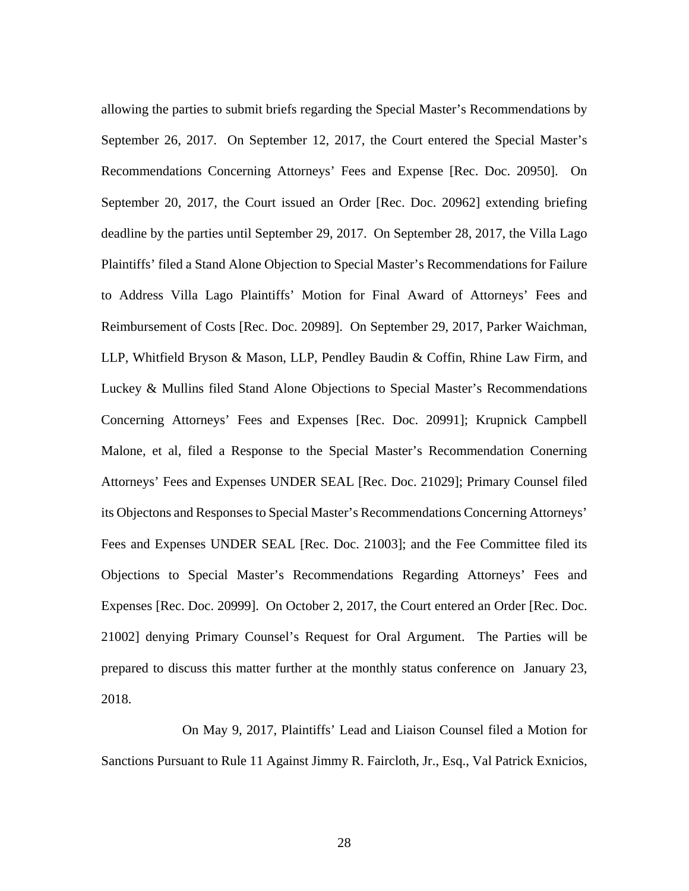allowing the parties to submit briefs regarding the Special Master's Recommendations by September 26, 2017. On September 12, 2017, the Court entered the Special Master's Recommendations Concerning Attorneys' Fees and Expense [Rec. Doc. 20950]. On September 20, 2017, the Court issued an Order [Rec. Doc. 20962] extending briefing deadline by the parties until September 29, 2017. On September 28, 2017, the Villa Lago Plaintiffs' filed a Stand Alone Objection to Special Master's Recommendations for Failure to Address Villa Lago Plaintiffs' Motion for Final Award of Attorneys' Fees and Reimbursement of Costs [Rec. Doc. 20989]. On September 29, 2017, Parker Waichman, LLP, Whitfield Bryson & Mason, LLP, Pendley Baudin & Coffin, Rhine Law Firm, and Luckey & Mullins filed Stand Alone Objections to Special Master's Recommendations Concerning Attorneys' Fees and Expenses [Rec. Doc. 20991]; Krupnick Campbell Malone, et al, filed a Response to the Special Master's Recommendation Conerning Attorneys' Fees and Expenses UNDER SEAL [Rec. Doc. 21029]; Primary Counsel filed its Objectons and Responses to Special Master's Recommendations Concerning Attorneys' Fees and Expenses UNDER SEAL [Rec. Doc. 21003]; and the Fee Committee filed its Objections to Special Master's Recommendations Regarding Attorneys' Fees and Expenses [Rec. Doc. 20999]. On October 2, 2017, the Court entered an Order [Rec. Doc. 21002] denying Primary Counsel's Request for Oral Argument. The Parties will be prepared to discuss this matter further at the monthly status conference on January 23, 2018.

On May 9, 2017, Plaintiffs' Lead and Liaison Counsel filed a Motion for Sanctions Pursuant to Rule 11 Against Jimmy R. Faircloth, Jr., Esq., Val Patrick Exnicios,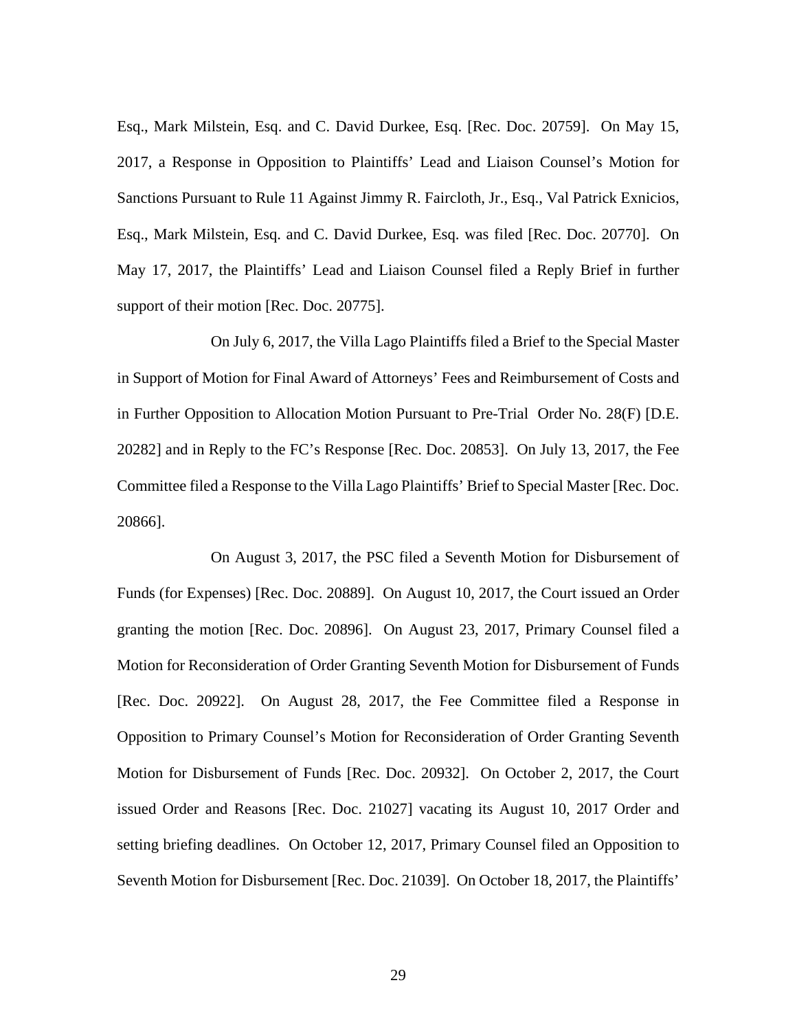Esq., Mark Milstein, Esq. and C. David Durkee, Esq. [Rec. Doc. 20759]. On May 15, 2017, a Response in Opposition to Plaintiffs' Lead and Liaison Counsel's Motion for Sanctions Pursuant to Rule 11 Against Jimmy R. Faircloth, Jr., Esq., Val Patrick Exnicios, Esq., Mark Milstein, Esq. and C. David Durkee, Esq. was filed [Rec. Doc. 20770]. On May 17, 2017, the Plaintiffs' Lead and Liaison Counsel filed a Reply Brief in further support of their motion [Rec. Doc. 20775].

On July 6, 2017, the Villa Lago Plaintiffs filed a Brief to the Special Master in Support of Motion for Final Award of Attorneys' Fees and Reimbursement of Costs and in Further Opposition to Allocation Motion Pursuant to Pre-Trial Order No. 28(F) [D.E. 20282] and in Reply to the FC's Response [Rec. Doc. 20853]. On July 13, 2017, the Fee Committee filed a Response to the Villa Lago Plaintiffs' Brief to Special Master [Rec. Doc. 20866].

On August 3, 2017, the PSC filed a Seventh Motion for Disbursement of Funds (for Expenses) [Rec. Doc. 20889]. On August 10, 2017, the Court issued an Order granting the motion [Rec. Doc. 20896]. On August 23, 2017, Primary Counsel filed a Motion for Reconsideration of Order Granting Seventh Motion for Disbursement of Funds [Rec. Doc. 20922]. On August 28, 2017, the Fee Committee filed a Response in Opposition to Primary Counsel's Motion for Reconsideration of Order Granting Seventh Motion for Disbursement of Funds [Rec. Doc. 20932]. On October 2, 2017, the Court issued Order and Reasons [Rec. Doc. 21027] vacating its August 10, 2017 Order and setting briefing deadlines. On October 12, 2017, Primary Counsel filed an Opposition to Seventh Motion for Disbursement [Rec. Doc. 21039]. On October 18, 2017, the Plaintiffs'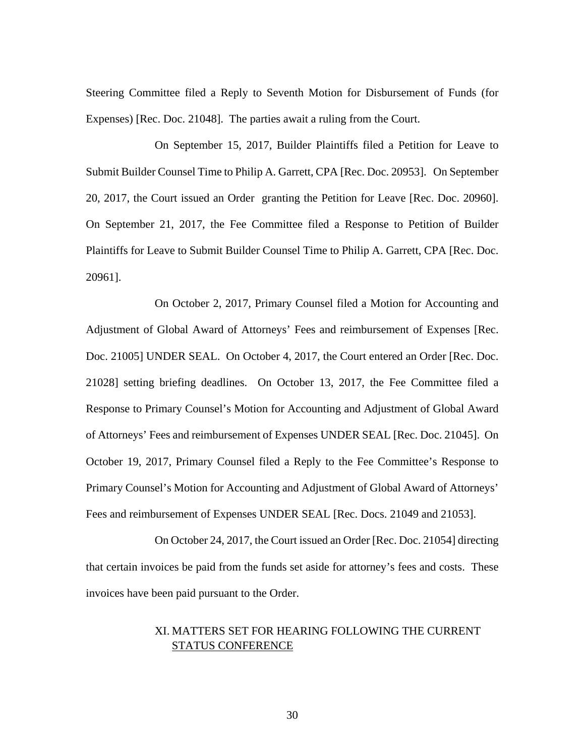Steering Committee filed a Reply to Seventh Motion for Disbursement of Funds (for Expenses) [Rec. Doc. 21048]. The parties await a ruling from the Court.

On September 15, 2017, Builder Plaintiffs filed a Petition for Leave to Submit Builder Counsel Time to Philip A. Garrett, CPA [Rec. Doc. 20953]. On September 20, 2017, the Court issued an Order granting the Petition for Leave [Rec. Doc. 20960]. On September 21, 2017, the Fee Committee filed a Response to Petition of Builder Plaintiffs for Leave to Submit Builder Counsel Time to Philip A. Garrett, CPA [Rec. Doc. 20961].

On October 2, 2017, Primary Counsel filed a Motion for Accounting and Adjustment of Global Award of Attorneys' Fees and reimbursement of Expenses [Rec. Doc. 21005] UNDER SEAL. On October 4, 2017, the Court entered an Order [Rec. Doc. 21028] setting briefing deadlines. On October 13, 2017, the Fee Committee filed a Response to Primary Counsel's Motion for Accounting and Adjustment of Global Award of Attorneys' Fees and reimbursement of Expenses UNDER SEAL [Rec. Doc. 21045]. On October 19, 2017, Primary Counsel filed a Reply to the Fee Committee's Response to Primary Counsel's Motion for Accounting and Adjustment of Global Award of Attorneys' Fees and reimbursement of Expenses UNDER SEAL [Rec. Docs. 21049 and 21053].

On October 24, 2017, the Court issued an Order [Rec. Doc. 21054] directing that certain invoices be paid from the funds set aside for attorney's fees and costs. These invoices have been paid pursuant to the Order.

## XI. MATTERS SET FOR HEARING FOLLOWING THE CURRENT STATUS CONFERENCE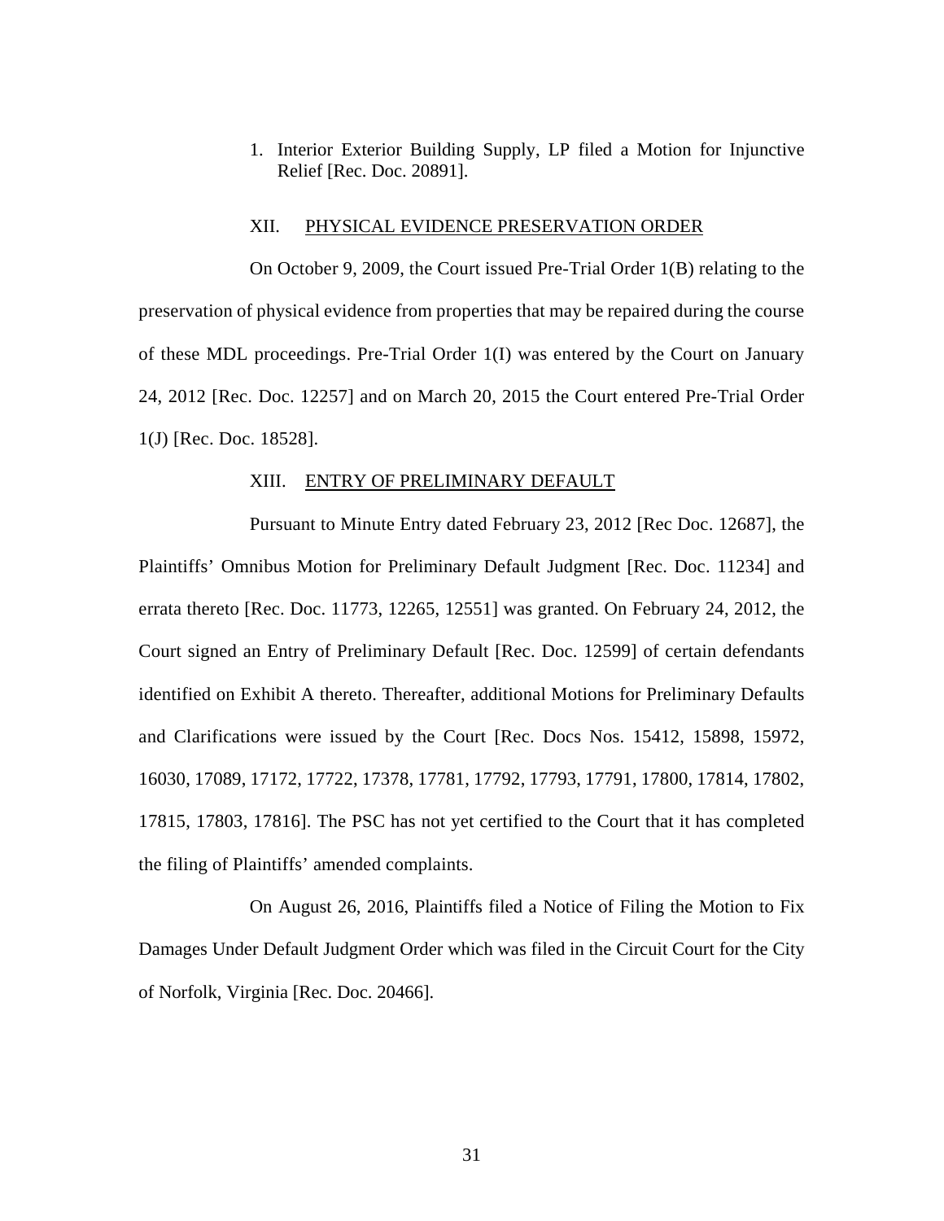1. Interior Exterior Building Supply, LP filed a Motion for Injunctive Relief [Rec. Doc. 20891].

## XII. PHYSICAL EVIDENCE PRESERVATION ORDER

On October 9, 2009, the Court issued Pre-Trial Order 1(B) relating to the preservation of physical evidence from properties that may be repaired during the course of these MDL proceedings. Pre-Trial Order 1(I) was entered by the Court on January 24, 2012 [Rec. Doc. 12257] and on March 20, 2015 the Court entered Pre-Trial Order 1(J) [Rec. Doc. 18528].

## XIII. ENTRY OF PRELIMINARY DEFAULT

Pursuant to Minute Entry dated February 23, 2012 [Rec Doc. 12687], the Plaintiffs' Omnibus Motion for Preliminary Default Judgment [Rec. Doc. 11234] and errata thereto [Rec. Doc. 11773, 12265, 12551] was granted. On February 24, 2012, the Court signed an Entry of Preliminary Default [Rec. Doc. 12599] of certain defendants identified on Exhibit A thereto. Thereafter, additional Motions for Preliminary Defaults and Clarifications were issued by the Court [Rec. Docs Nos. 15412, 15898, 15972, 16030, 17089, 17172, 17722, 17378, 17781, 17792, 17793, 17791, 17800, 17814, 17802, 17815, 17803, 17816]. The PSC has not yet certified to the Court that it has completed the filing of Plaintiffs' amended complaints.

On August 26, 2016, Plaintiffs filed a Notice of Filing the Motion to Fix Damages Under Default Judgment Order which was filed in the Circuit Court for the City of Norfolk, Virginia [Rec. Doc. 20466].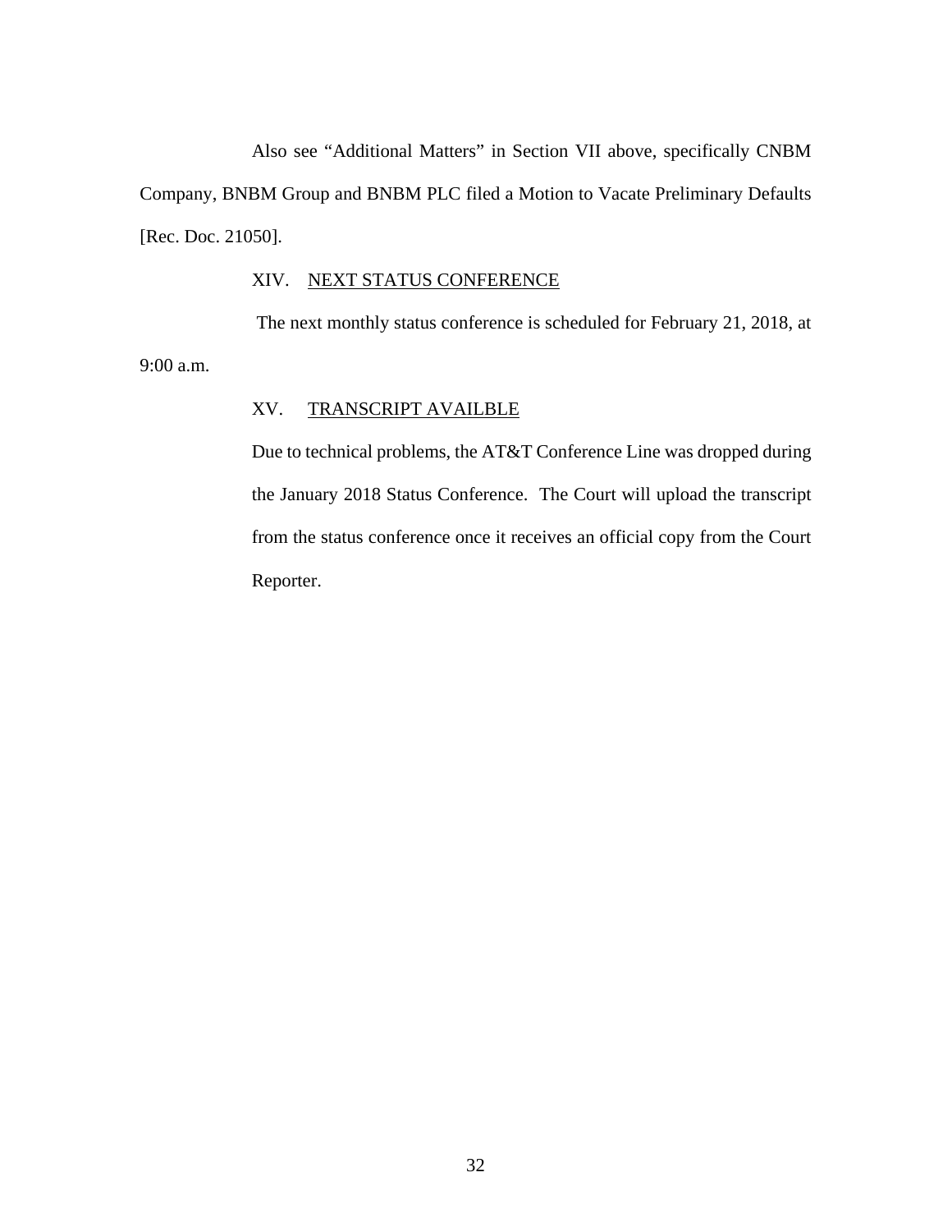Also see "Additional Matters" in Section VII above, specifically CNBM Company, BNBM Group and BNBM PLC filed a Motion to Vacate Preliminary Defaults [Rec. Doc. 21050].

## XIV. NEXT STATUS CONFERENCE

The next monthly status conference is scheduled for February 21, 2018, at 9:00 a.m.

## XV. TRANSCRIPT AVAILBLE

Due to technical problems, the AT&T Conference Line was dropped during the January 2018 Status Conference. The Court will upload the transcript from the status conference once it receives an official copy from the Court Reporter.